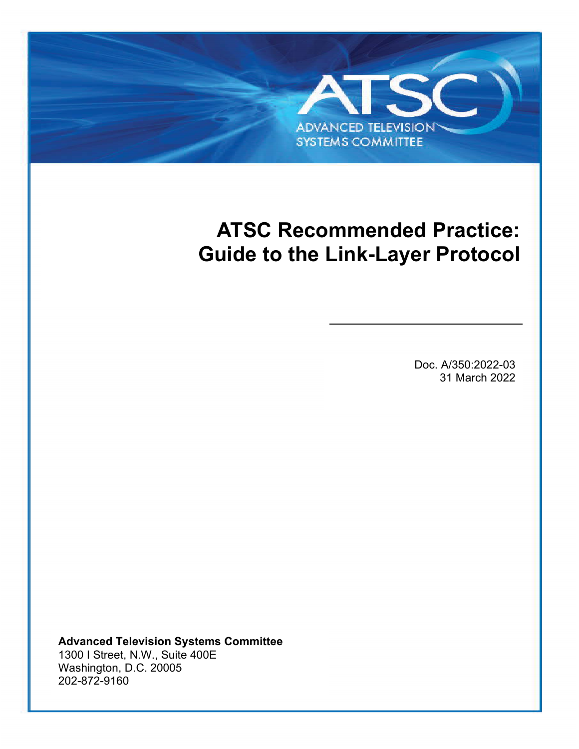ATSC

ADVANCED TELEVISION SYSTEMS COMMITTEE

# ATSC Recommended Practice: Guide to the Link-Layer Protocol

Doc. A/350:2022-03
31 March 2022

**Advanced Television Systems Committee**
1300 I Street, N.W., Suite 400E
Washington, D.C. 20005
202-872-9160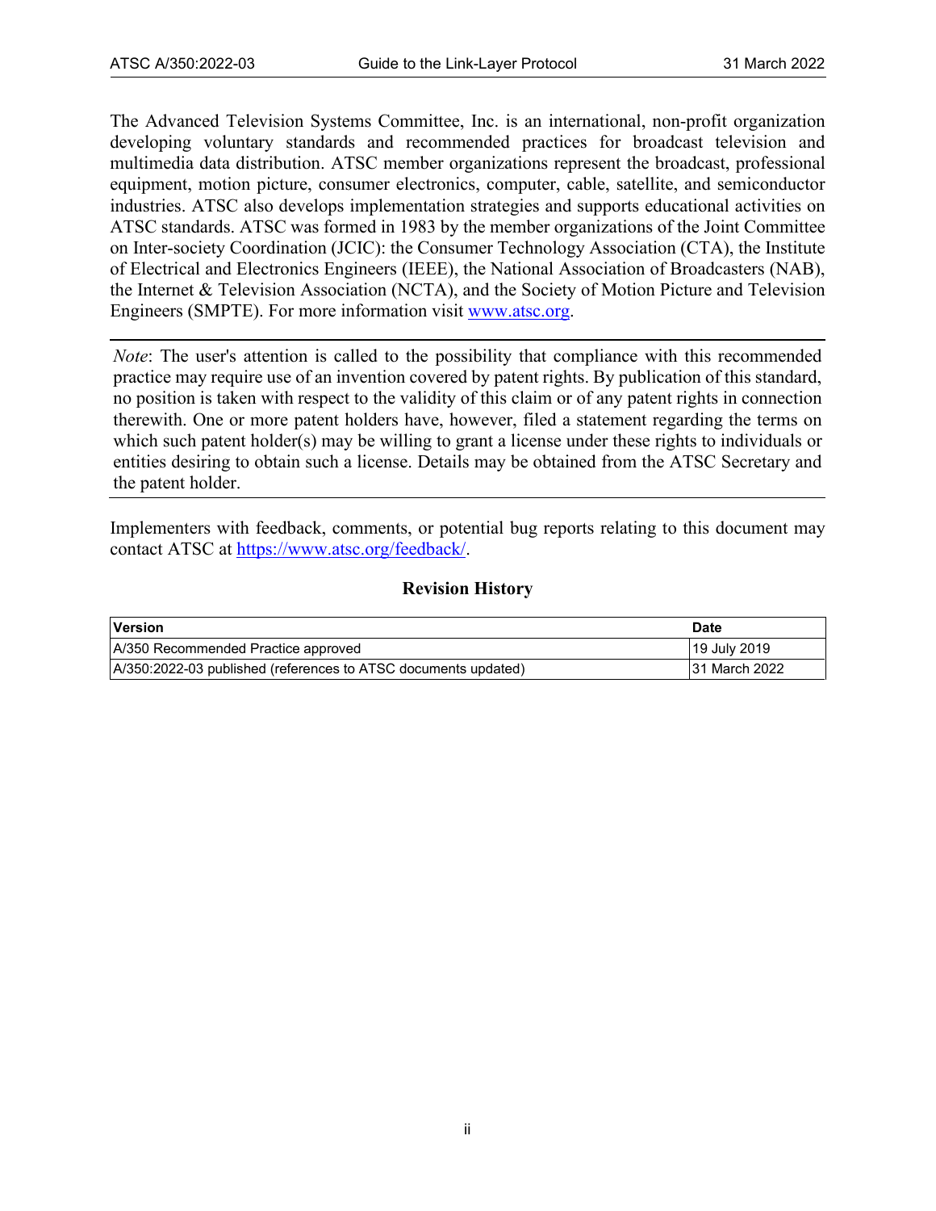The Advanced Television Systems Committee, Inc. is an international, non-profit organization developing voluntary standards and recommended practices for broadcast television and multimedia data distribution. ATSC member organizations represent the broadcast, professional equipment, motion picture, consumer electronics, computer, cable, satellite, and semiconductor industries. ATSC also develops implementation strategies and supports educational activities on ATSC standards. ATSC was formed in 1983 by the member organizations of the Joint Committee on Inter-society Coordination (JCIC): the Consumer Technology Association (CTA), the Institute of Electrical and Electronics Engineers (IEEE), the National Association of Broadcasters (NAB), the Internet & Television Association (NCTA), and the Society of Motion Picture and Television Engineers (SMPTE). For more information visit [www.atsc.org](www.atsc.org).

---

*Note*: The user's attention is called to the possibility that compliance with this recommended practice may require use of an invention covered by patent rights. By publication of this standard, no position is taken with respect to the validity of this claim or of any patent rights in connection therewith. One or more patent holders have, however, filed a statement regarding the terms on which such patent holder(s) may be willing to grant a license under these rights to individuals or entities desiring to obtain such a license. Details may be obtained from the ATSC Secretary and the patent holder.

---

Implementers with feedback, comments, or potential bug reports relating to this document may contact ATSC at [https://www.atsc.org/feedback/](https://www.atsc.org/feedback/).

## Revision History

| Version | Date |
|---|---|
| A/350 Recommended Practice approved | 19 July 2019 |
| A/350:2022-03 published (references to ATSC documents updated) | 31 March 2022 |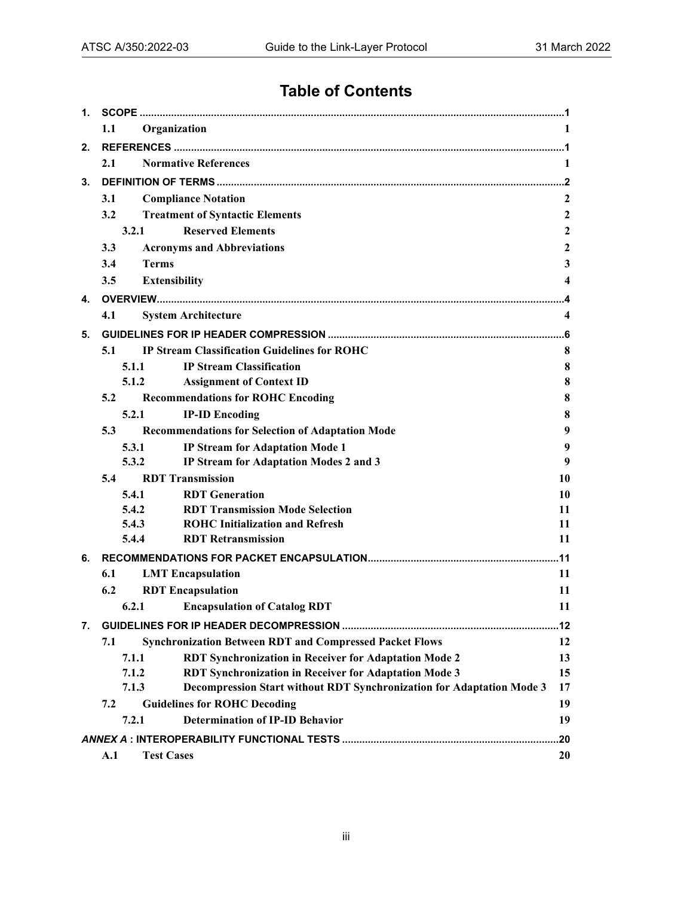# Table of Contents

1. SCOPE ......................................................................................................1
   - 1.1 Organization 1
2. REFERENCES ......................................................................................................1
   - 2.1 Normative References 1
3. DEFINITION OF TERMS ......................................................................................................2
   - 3.1 Compliance Notation 2
   - 3.2 Treatment of Syntactic Elements 2
     - 3.2.1 Reserved Elements 2
   - 3.3 Acronyms and Abbreviations 2
   - 3.4 Terms 3
   - 3.5 Extensibility 4
4. OVERVIEW......................................................................................................4
   - 4.1 System Architecture 4
5. GUIDELINES FOR IP HEADER COMPRESSION ......................................................................................................6
   - 5.1 IP Stream Classification Guidelines for ROHC 8
     - 5.1.1 IP Stream Classification 8
     - 5.1.2 Assignment of Context ID 8
   - 5.2 Recommendations for ROHC Encoding 8
     - 5.2.1 IP-ID Encoding 8
   - 5.3 Recommendations for Selection of Adaptation Mode 9
     - 5.3.1 IP Stream for Adaptation Mode 1 9
     - 5.3.2 IP Stream for Adaptation Modes 2 and 3 9
   - 5.4 RDT Transmission 10
     - 5.4.1 RDT Generation 10
     - 5.4.2 RDT Transmission Mode Selection 11
     - 5.4.3 ROHC Initialization and Refresh 11
     - 5.4.4 RDT Retransmission 11
6. RECOMMENDATIONS FOR PACKET ENCAPSULATION......................................................................................................11
   - 6.1 LMT Encapsulation 11
   - 6.2 RDT Encapsulation 11
     - 6.2.1 Encapsulation of Catalog RDT 11
7. GUIDELINES FOR IP HEADER DECOMPRESSION ......................................................................................................12
   - 7.1 Synchronization Between RDT and Compressed Packet Flows 12
     - 7.1.1 RDT Synchronization in Receiver for Adaptation Mode 2 13
     - 7.1.2 RDT Synchronization in Receiver for Adaptation Mode 3 15
     - 7.1.3 Decompression Start without RDT Synchronization for Adaptation Mode 3 17
   - 7.2 Guidelines for ROHC Decoding 19
     - 7.2.1 Determination of IP-ID Behavior 19

*ANNEX A* : INTEROPERABILITY FUNCTIONAL TESTS ......................................................................................................20
   - A.1 Test Cases 20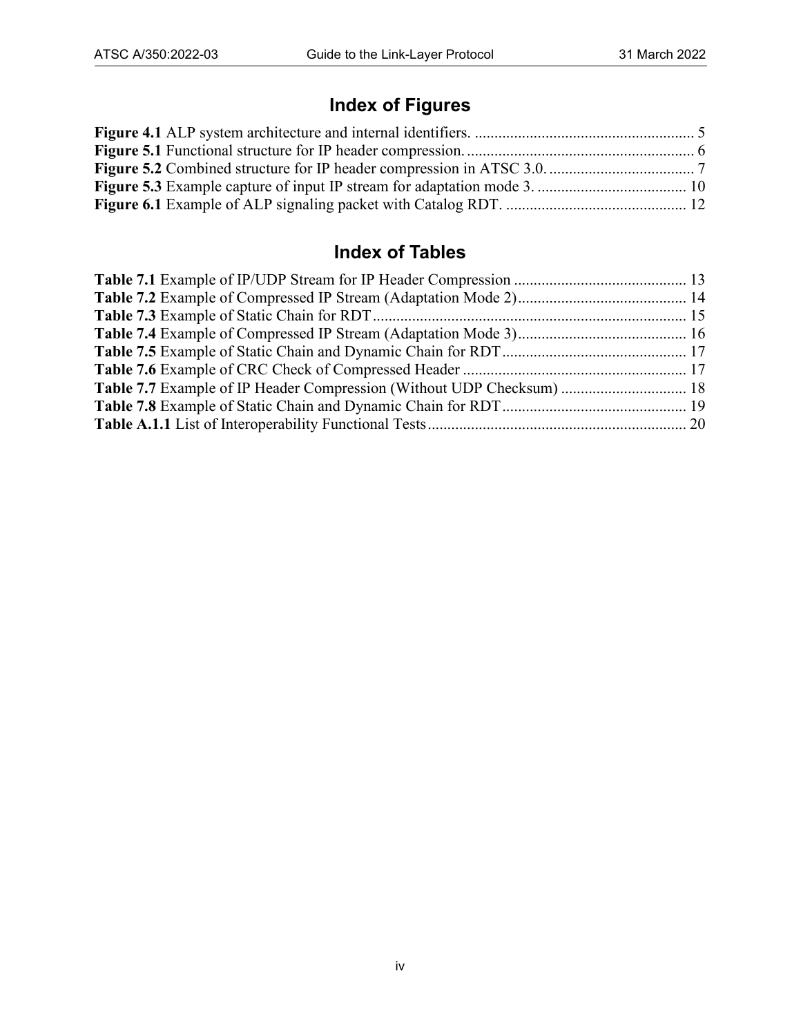## Index of Figures

**Figure 4.1** ALP system architecture and internal identifiers. ........................................................ 5
**Figure 5.1** Functional structure for IP header compression. .......................................................... 6
**Figure 5.2** Combined structure for IP header compression in ATSC 3.0. ..................................... 7
**Figure 5.3** Example capture of input IP stream for adaptation mode 3. ...................................... 10
**Figure 6.1** Example of ALP signaling packet with Catalog RDT. .............................................. 12

## Index of Tables

**Table 7.1** Example of IP/UDP Stream for IP Header Compression ............................................ 13
**Table 7.2** Example of Compressed IP Stream (Adaptation Mode 2)........................................... 14
**Table 7.3** Example of Static Chain for RDT ................................................................................ 15
**Table 7.4** Example of Compressed IP Stream (Adaptation Mode 3)........................................... 16
**Table 7.5** Example of Static Chain and Dynamic Chain for RDT ............................................... 17
**Table 7.6** Example of CRC Check of Compressed Header ......................................................... 17
**Table 7.7** Example of IP Header Compression (Without UDP Checksum) ................................ 18
**Table 7.8** Example of Static Chain and Dynamic Chain for RDT ............................................... 19
**Table A.1.1** List of Interoperability Functional Tests .................................................................. 20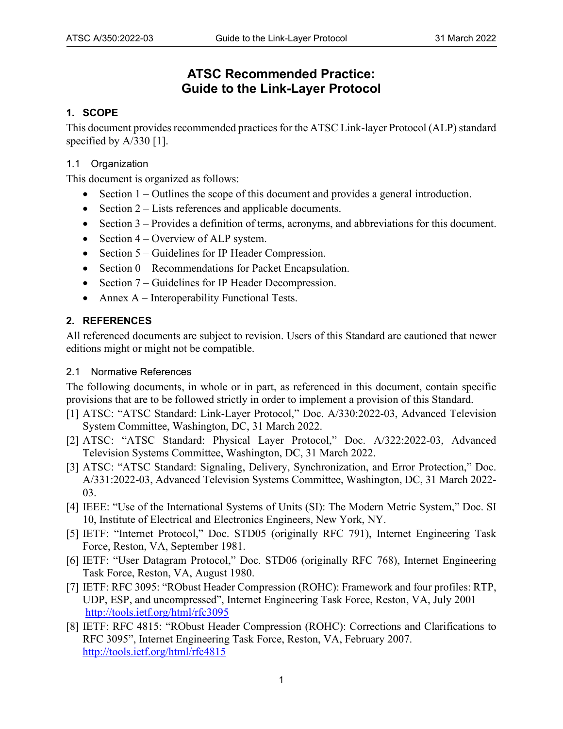# ATSC Recommended Practice: Guide to the Link-Layer Protocol

## 1. SCOPE

This document provides recommended practices for the ATSC Link-layer Protocol (ALP) standard specified by A/330 [1].

### 1.1 Organization

This document is organized as follows:

- Section 1 – Outlines the scope of this document and provides a general introduction.
- Section 2 – Lists references and applicable documents.
- Section 3 – Provides a definition of terms, acronyms, and abbreviations for this document.
- Section 4 – Overview of ALP system.
- Section 5 – Guidelines for IP Header Compression.
- Section 0 – Recommendations for Packet Encapsulation.
- Section 7 – Guidelines for IP Header Decompression.
- Annex A – Interoperability Functional Tests.

## 2. REFERENCES

All referenced documents are subject to revision. Users of this Standard are cautioned that newer editions might or might not be compatible.

### 2.1 Normative References

The following documents, in whole or in part, as referenced in this document, contain specific provisions that are to be followed strictly in order to implement a provision of this Standard.

[1] ATSC: "ATSC Standard: Link-Layer Protocol," Doc. A/330:2022-03, Advanced Television System Committee, Washington, DC, 31 March 2022.

[2] ATSC: "ATSC Standard: Physical Layer Protocol," Doc. A/322:2022-03, Advanced Television Systems Committee, Washington, DC, 31 March 2022.

[3] ATSC: "ATSC Standard: Signaling, Delivery, Synchronization, and Error Protection," Doc. A/331:2022-03, Advanced Television Systems Committee, Washington, DC, 31 March 2022-03.

[4] IEEE: "Use of the International Systems of Units (SI): The Modern Metric System," Doc. SI 10, Institute of Electrical and Electronics Engineers, New York, NY.

[5] IETF: "Internet Protocol," Doc. STD05 (originally RFC 791), Internet Engineering Task Force, Reston, VA, September 1981.

[6] IETF: "User Datagram Protocol," Doc. STD06 (originally RFC 768), Internet Engineering Task Force, Reston, VA, August 1980.

[7] IETF: RFC 3095: "RObust Header Compression (ROHC): Framework and four profiles: RTP, UDP, ESP, and uncompressed", Internet Engineering Task Force, Reston, VA, July 2001 http://tools.ietf.org/html/rfc3095

[8] IETF: RFC 4815: "RObust Header Compression (ROHC): Corrections and Clarifications to RFC 3095", Internet Engineering Task Force, Reston, VA, February 2007. http://tools.ietf.org/html/rfc4815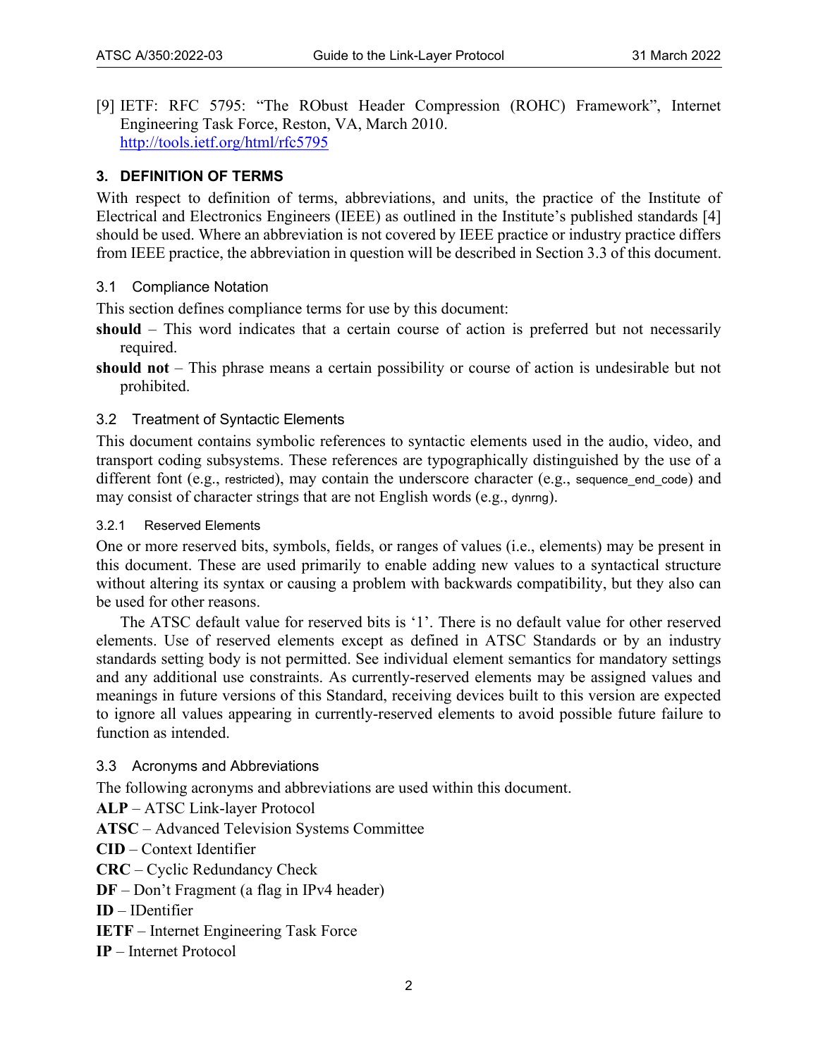[9] IETF: RFC 5795: "The RObust Header Compression (ROHC) Framework", Internet Engineering Task Force, Reston, VA, March 2010. http://tools.ietf.org/html/rfc5795

# 3. DEFINITION OF TERMS

With respect to definition of terms, abbreviations, and units, the practice of the Institute of Electrical and Electronics Engineers (IEEE) as outlined in the Institute's published standards [4] should be used. Where an abbreviation is not covered by IEEE practice or industry practice differs from IEEE practice, the abbreviation in question will be described in Section 3.3 of this document.

## 3.1 Compliance Notation

This section defines compliance terms for use by this document:

**should** – This word indicates that a certain course of action is preferred but not necessarily required.

**should not** – This phrase means a certain possibility or course of action is undesirable but not prohibited.

## 3.2 Treatment of Syntactic Elements

This document contains symbolic references to syntactic elements used in the audio, video, and transport coding subsystems. These references are typographically distinguished by the use of a different font (e.g., restricted), may contain the underscore character (e.g., sequence_end_code) and may consist of character strings that are not English words (e.g., dynrng).

### 3.2.1 Reserved Elements

One or more reserved bits, symbols, fields, or ranges of values (i.e., elements) may be present in this document. These are used primarily to enable adding new values to a syntactical structure without altering its syntax or causing a problem with backwards compatibility, but they also can be used for other reasons.

The ATSC default value for reserved bits is '1'. There is no default value for other reserved elements. Use of reserved elements except as defined in ATSC Standards or by an industry standards setting body is not permitted. See individual element semantics for mandatory settings and any additional use constraints. As currently-reserved elements may be assigned values and meanings in future versions of this Standard, receiving devices built to this version are expected to ignore all values appearing in currently-reserved elements to avoid possible future failure to function as intended.

## 3.3 Acronyms and Abbreviations

The following acronyms and abbreviations are used within this document.

**ALP** – ATSC Link-layer Protocol

**ATSC** – Advanced Television Systems Committee

**CID** – Context Identifier

**CRC** – Cyclic Redundancy Check

**DF** – Don't Fragment (a flag in IPv4 header)

**ID** – IDentifier

**IETF** – Internet Engineering Task Force

**IP** – Internet Protocol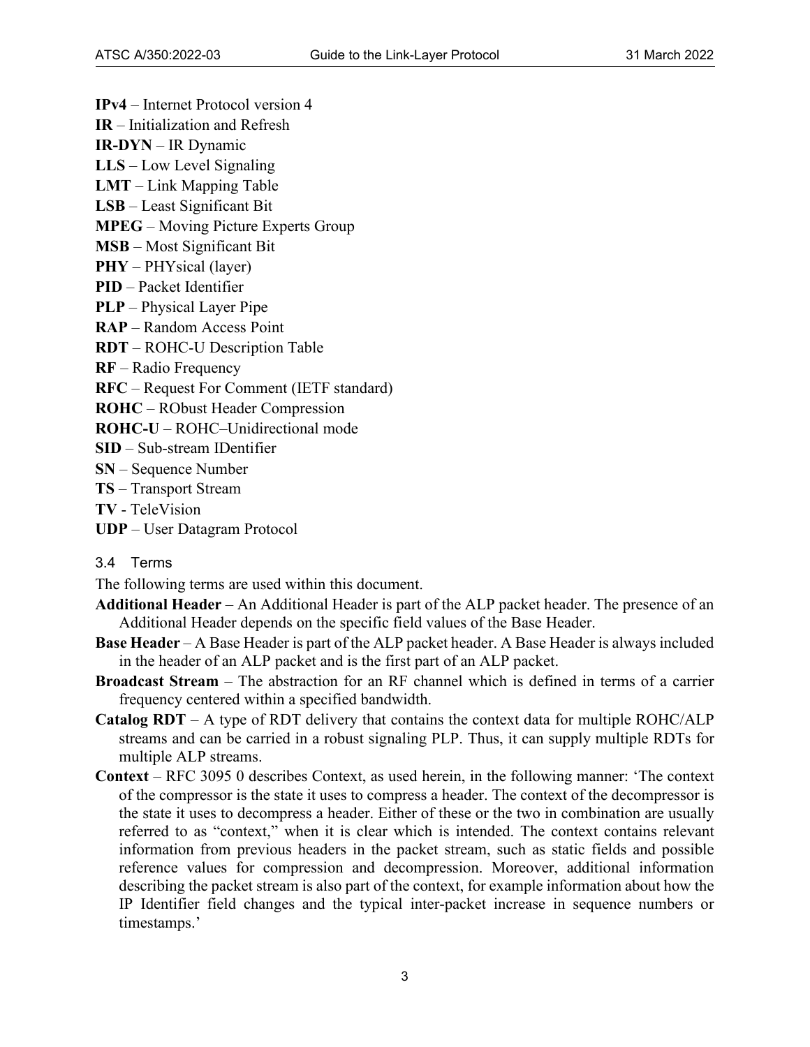**IPv4** – Internet Protocol version 4

**IR** – Initialization and Refresh

**IR-DYN** – IR Dynamic

**LLS** – Low Level Signaling

**LMT** – Link Mapping Table

**LSB** – Least Significant Bit

**MPEG** – Moving Picture Experts Group

**MSB** – Most Significant Bit

**PHY** – PHYsical (layer)

**PID** – Packet Identifier

**PLP** – Physical Layer Pipe

**RAP** – Random Access Point

**RDT** – ROHC-U Description Table

**RF** – Radio Frequency

**RFC** – Request For Comment (IETF standard)

**ROHC** – RObust Header Compression

**ROHC-U** – ROHC–Unidirectional mode

**SID** – Sub-stream IDentifier

**SN** – Sequence Number

**TS** – Transport Stream

**TV** - TeleVision

**UDP** – User Datagram Protocol

### 3.4 Terms

The following terms are used within this document.

**Additional Header** – An Additional Header is part of the ALP packet header. The presence of an Additional Header depends on the specific field values of the Base Header.

**Base Header** – A Base Header is part of the ALP packet header. A Base Header is always included in the header of an ALP packet and is the first part of an ALP packet.

**Broadcast Stream** – The abstraction for an RF channel which is defined in terms of a carrier frequency centered within a specified bandwidth.

**Catalog RDT** – A type of RDT delivery that contains the context data for multiple ROHC/ALP streams and can be carried in a robust signaling PLP. Thus, it can supply multiple RDTs for multiple ALP streams.

**Context** – RFC 3095 0 describes Context, as used herein, in the following manner: 'The context of the compressor is the state it uses to compress a header. The context of the decompressor is the state it uses to decompress a header. Either of these or the two in combination are usually referred to as "context," when it is clear which is intended. The context contains relevant information from previous headers in the packet stream, such as static fields and possible reference values for compression and decompression. Moreover, additional information describing the packet stream is also part of the context, for example information about how the IP Identifier field changes and the typical inter-packet increase in sequence numbers or timestamps.'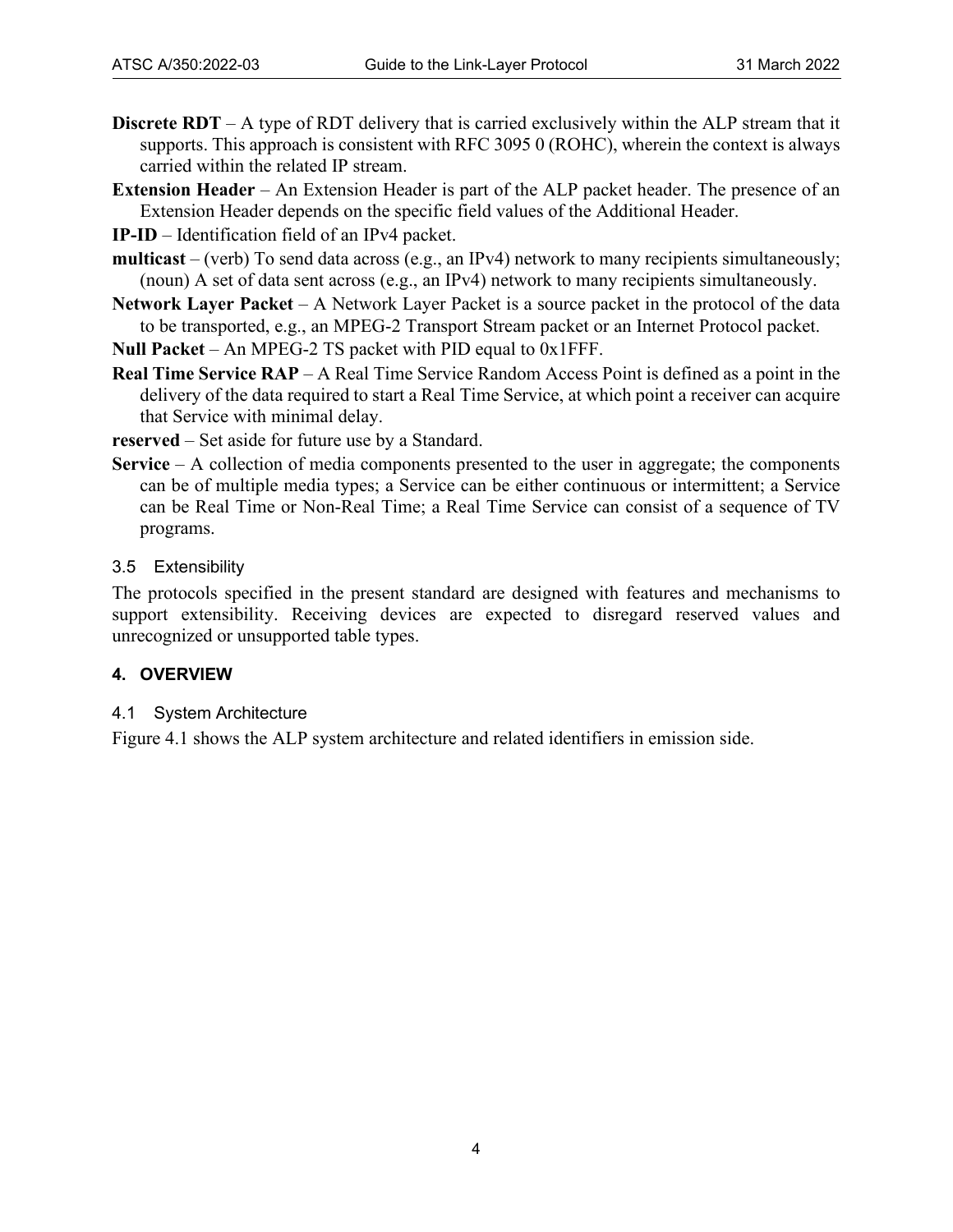**Discrete RDT** – A type of RDT delivery that is carried exclusively within the ALP stream that it supports. This approach is consistent with RFC 3095 0 (ROHC), wherein the context is always carried within the related IP stream.

**Extension Header** – An Extension Header is part of the ALP packet header. The presence of an Extension Header depends on the specific field values of the Additional Header.

**IP-ID** – Identification field of an IPv4 packet.

**multicast** – (verb) To send data across (e.g., an IPv4) network to many recipients simultaneously; (noun) A set of data sent across (e.g., an IPv4) network to many recipients simultaneously.

**Network Layer Packet** – A Network Layer Packet is a source packet in the protocol of the data to be transported, e.g., an MPEG-2 Transport Stream packet or an Internet Protocol packet.

**Null Packet** – An MPEG-2 TS packet with PID equal to 0x1FFF.

**Real Time Service RAP** – A Real Time Service Random Access Point is defined as a point in the delivery of the data required to start a Real Time Service, at which point a receiver can acquire that Service with minimal delay.

**reserved** – Set aside for future use by a Standard.

**Service** – A collection of media components presented to the user in aggregate; the components can be of multiple media types; a Service can be either continuous or intermittent; a Service can be Real Time or Non-Real Time; a Real Time Service can consist of a sequence of TV programs.

### 3.5 Extensibility

The protocols specified in the present standard are designed with features and mechanisms to support extensibility. Receiving devices are expected to disregard reserved values and unrecognized or unsupported table types.

## 4. OVERVIEW

### 4.1 System Architecture

Figure 4.1 shows the ALP system architecture and related identifiers in emission side.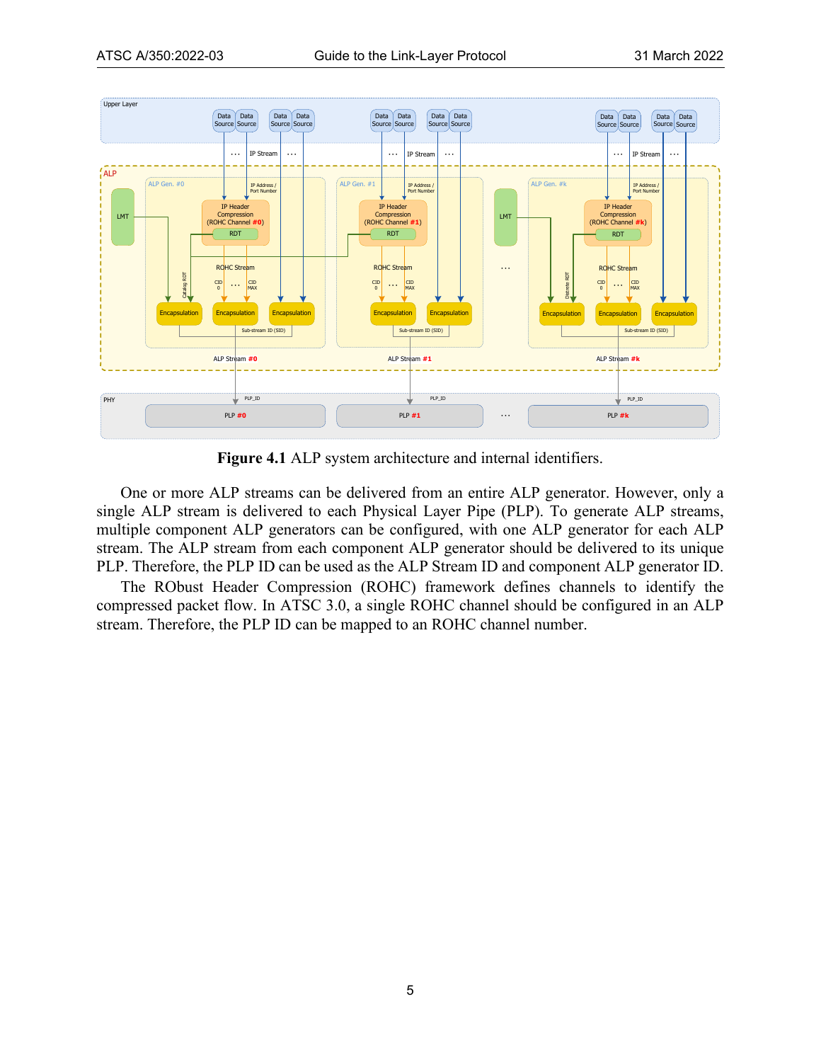Upper Layer

Data Source | Data Source | Data Source | Data Source | Data Source | Data Source | Data Source | Data Source | Data Source | Data Source | Data Source | Data Source

IP Stream · IP Stream · IP Stream

ALP

ALP Gen. #0 · ALP Gen. #1 · ALP Gen. #k

LMT · LMT

IP Address / Port Number

IP Header Compression (ROHC Channel #0) · IP Header Compression (ROHC Channel #1) · IP Header Compression (ROHC Channel #k)

RDT

ROHC Stream

Catalog RDT · Discrete RDT

CID 0 · CID MAX

Encapsulation

Sub-stream ID (SID)

ALP Stream #0 · ALP Stream #1 · ALP Stream #k

PHY

PLP_ID

PLP #0 · PLP #1 · PLP #k

**Figure 4.1** ALP system architecture and internal identifiers.

One or more ALP streams can be delivered from an entire ALP generator. However, only a single ALP stream is delivered to each Physical Layer Pipe (PLP). To generate ALP streams, multiple component ALP generators can be configured, with one ALP generator for each ALP stream. The ALP stream from each component ALP generator should be delivered to its unique PLP. Therefore, the PLP ID can be used as the ALP Stream ID and component ALP generator ID.

The RObust Header Compression (ROHC) framework defines channels to identify the compressed packet flow. In ATSC 3.0, a single ROHC channel should be configured in an ALP stream. Therefore, the PLP ID can be mapped to an ROHC channel number.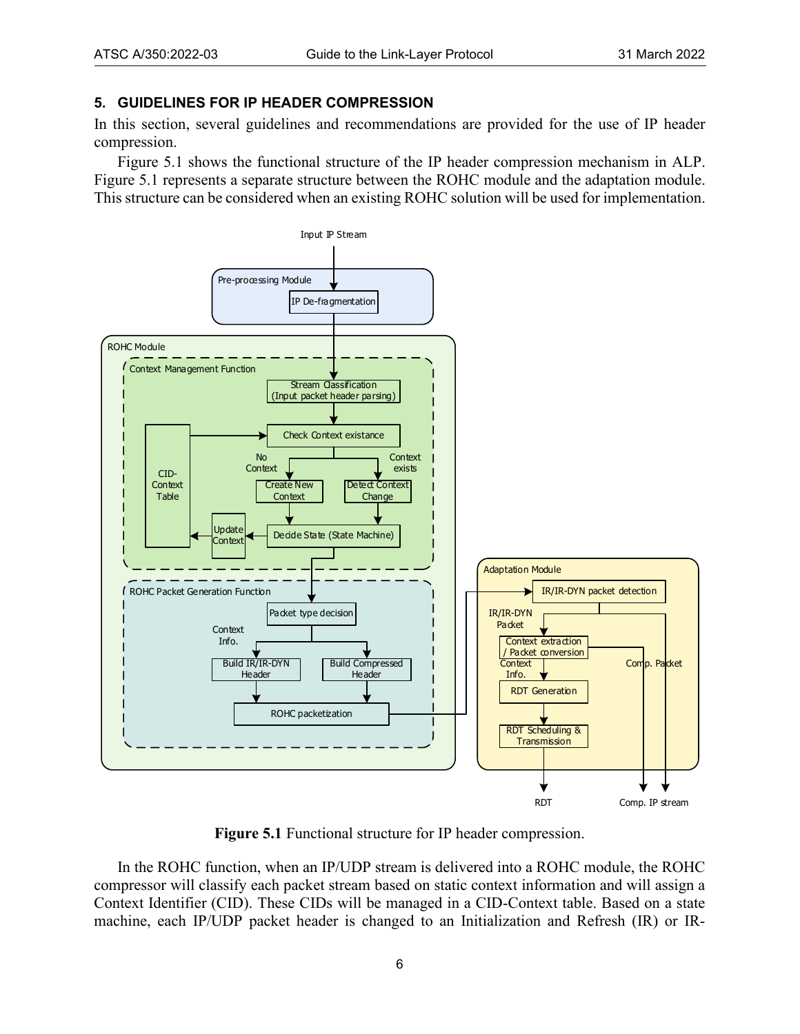## 5. GUIDELINES FOR IP HEADER COMPRESSION

In this section, several guidelines and recommendations are provided for the use of IP header compression.

Figure 5.1 shows the functional structure of the IP header compression mechanism in ALP. Figure 5.1 represents a separate structure between the ROHC module and the adaptation module. This structure can be considered when an existing ROHC solution will be used for implementation.

**Figure 5.1** Functional structure for IP header compression.

In the ROHC function, when an IP/UDP stream is delivered into a ROHC module, the ROHC compressor will classify each packet stream based on static context information and will assign a Context Identifier (CID). These CIDs will be managed in a CID-Context table. Based on a state machine, each IP/UDP packet header is changed to an Initialization and Refresh (IR) or IR-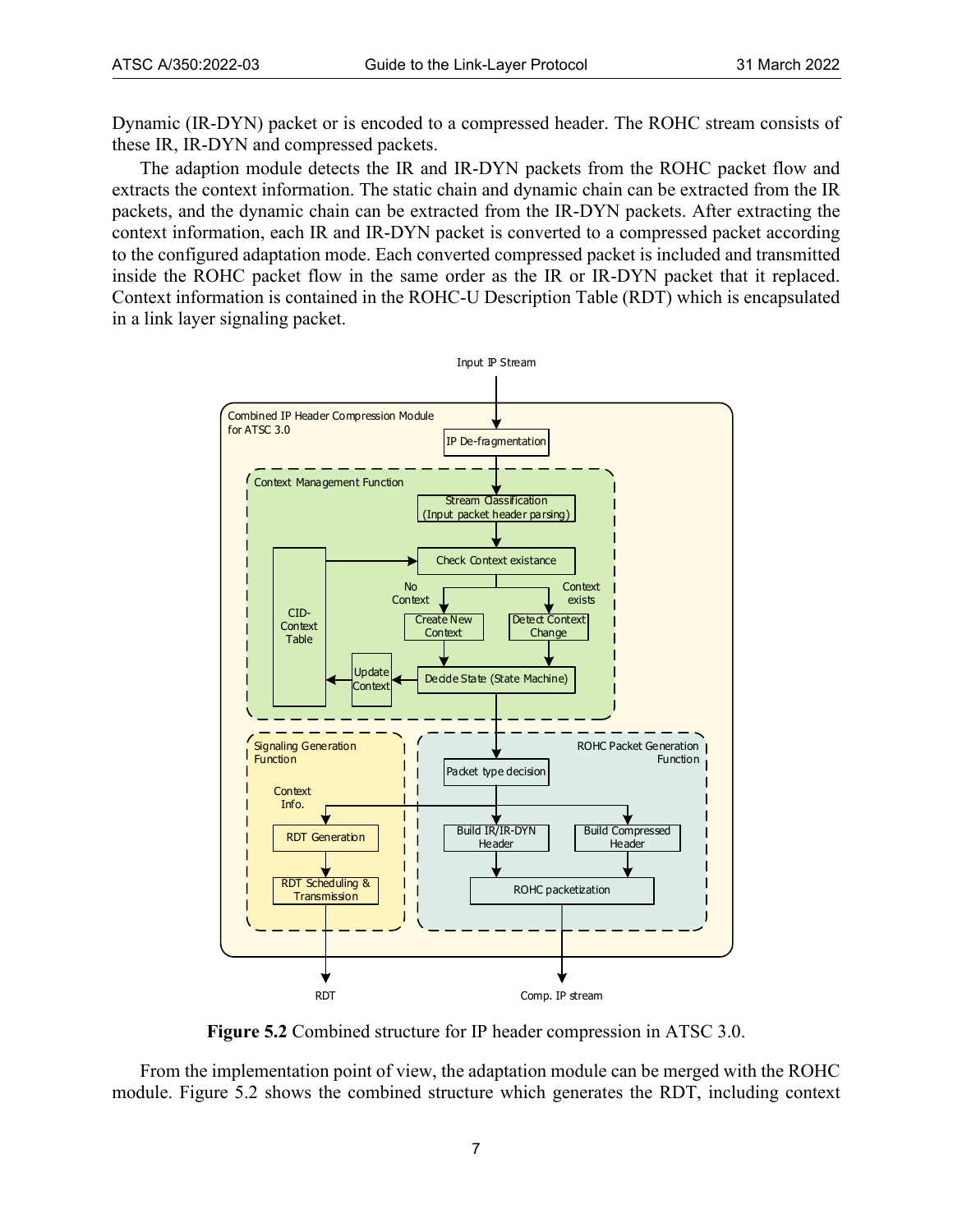Dynamic (IR-DYN) packet or is encoded to a compressed header. The ROHC stream consists of these IR, IR-DYN and compressed packets.

The adaption module detects the IR and IR-DYN packets from the ROHC packet flow and extracts the context information. The static chain and dynamic chain can be extracted from the IR packets, and the dynamic chain can be extracted from the IR-DYN packets. After extracting the context information, each IR and IR-DYN packet is converted to a compressed packet according to the configured adaptation mode. Each converted compressed packet is included and transmitted inside the ROHC packet flow in the same order as the IR or IR-DYN packet that it replaced. Context information is contained in the ROHC-U Description Table (RDT) which is encapsulated in a link layer signaling packet.

Input IP Stream

Combined IP Header Compression Module for ATSC 3.0

IP De-fragmentation

Context Management Function

Stream Classification (Input packet header parsing)

Check Context existance

No Context

Context exists

Create New Context

Detect Context Change

CID-Context Table

Update Context

Decide State (State Machine)

Signaling Generation Function

ROHC Packet Generation Function

Packet type decision

Context Info.

RDT Generation

Build IR/IR-DYN Header

Build Compressed Header

RDT Scheduling & Transmission

ROHC packetization

RDT

Comp. IP stream

**Figure 5.2** Combined structure for IP header compression in ATSC 3.0.

From the implementation point of view, the adaptation module can be merged with the ROHC module. Figure 5.2 shows the combined structure which generates the RDT, including context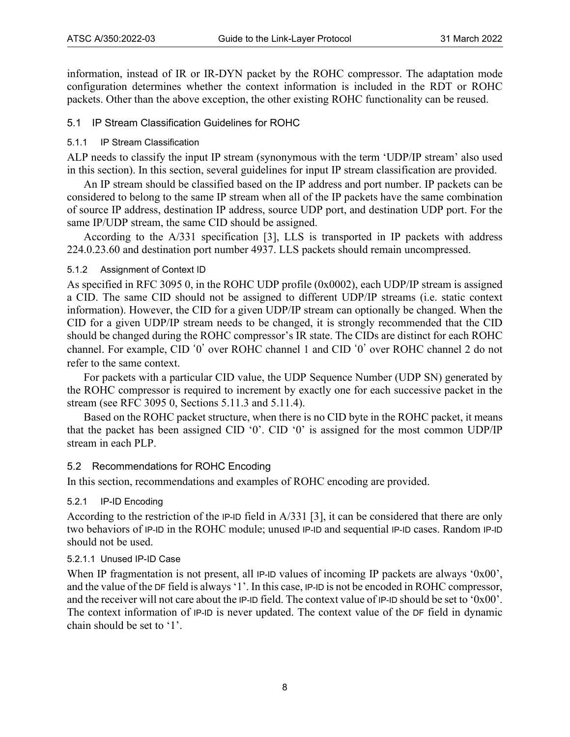information, instead of IR or IR-DYN packet by the ROHC compressor. The adaptation mode configuration determines whether the context information is included in the RDT or ROHC packets. Other than the above exception, the other existing ROHC functionality can be reused.

## 5.1 IP Stream Classification Guidelines for ROHC

### 5.1.1 IP Stream Classification

ALP needs to classify the input IP stream (synonymous with the term 'UDP/IP stream' also used in this section). In this section, several guidelines for input IP stream classification are provided.

An IP stream should be classified based on the IP address and port number. IP packets can be considered to belong to the same IP stream when all of the IP packets have the same combination of source IP address, destination IP address, source UDP port, and destination UDP port. For the same IP/UDP stream, the same CID should be assigned.

According to the A/331 specification [3], LLS is transported in IP packets with address 224.0.23.60 and destination port number 4937. LLS packets should remain uncompressed.

### 5.1.2 Assignment of Context ID

As specified in RFC 3095 0, in the ROHC UDP profile (0x0002), each UDP/IP stream is assigned a CID. The same CID should not be assigned to different UDP/IP streams (i.e. static context information). However, the CID for a given UDP/IP stream can optionally be changed. When the CID for a given UDP/IP stream needs to be changed, it is strongly recommended that the CID should be changed during the ROHC compressor's IR state. The CIDs are distinct for each ROHC channel. For example, CID '0' over ROHC channel 1 and CID '0' over ROHC channel 2 do not refer to the same context.

For packets with a particular CID value, the UDP Sequence Number (UDP SN) generated by the ROHC compressor is required to increment by exactly one for each successive packet in the stream (see RFC 3095 0, Sections 5.11.3 and 5.11.4).

Based on the ROHC packet structure, when there is no CID byte in the ROHC packet, it means that the packet has been assigned CID '0'. CID '0' is assigned for the most common UDP/IP stream in each PLP.

## 5.2 Recommendations for ROHC Encoding

In this section, recommendations and examples of ROHC encoding are provided.

### 5.2.1 IP-ID Encoding

According to the restriction of the IP-ID field in A/331 [3], it can be considered that there are only two behaviors of IP-ID in the ROHC module; unused IP-ID and sequential IP-ID cases. Random IP-ID should not be used.

#### 5.2.1.1 Unused IP-ID Case

When IP fragmentation is not present, all IP-ID values of incoming IP packets are always '0x00', and the value of the DF field is always '1'. In this case, IP-ID is not be encoded in ROHC compressor, and the receiver will not care about the IP-ID field. The context value of IP-ID should be set to '0x00'. The context information of IP-ID is never updated. The context value of the DF field in dynamic chain should be set to '1'.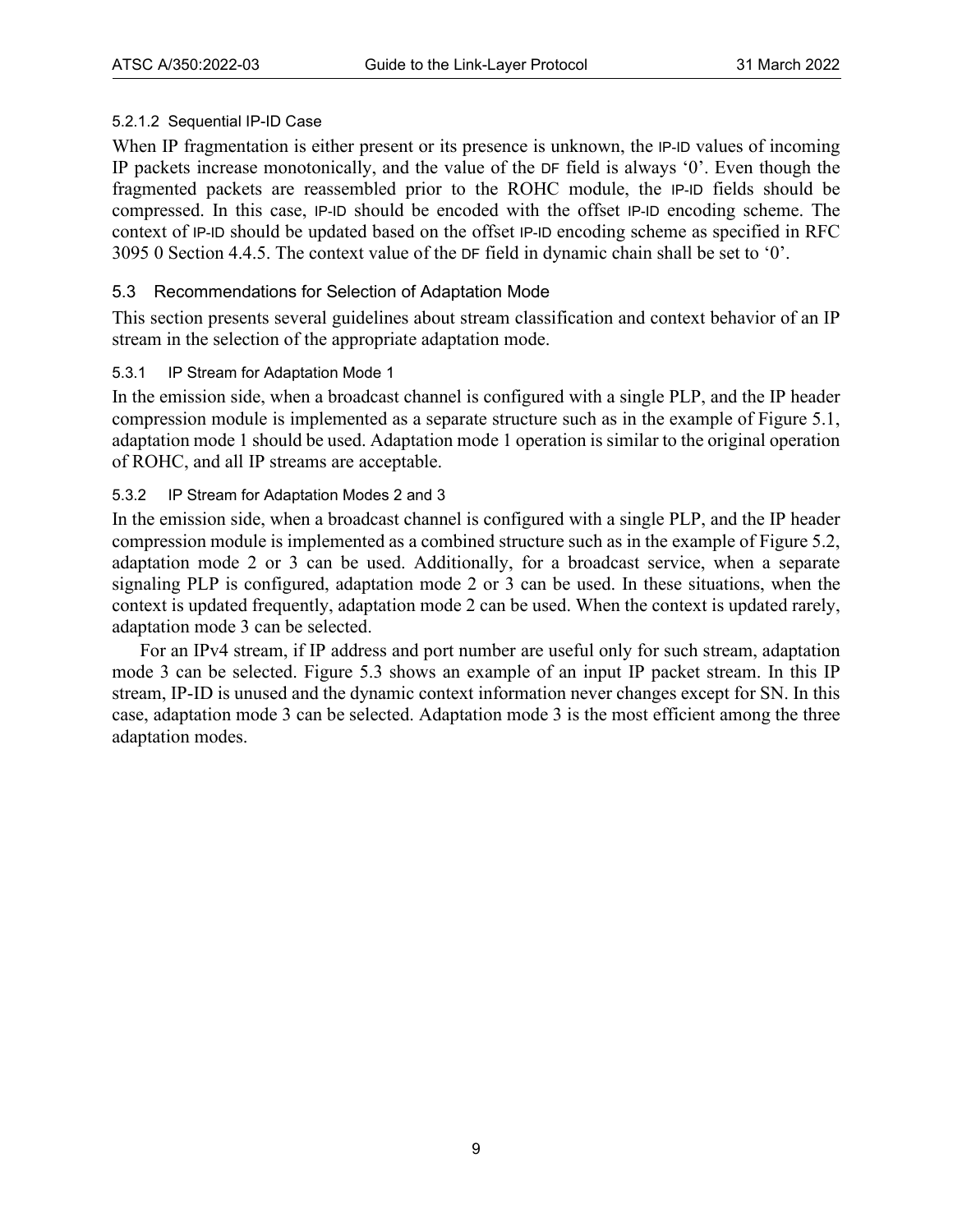#### 5.2.1.2 Sequential IP-ID Case

When IP fragmentation is either present or its presence is unknown, the IP-ID values of incoming IP packets increase monotonically, and the value of the DF field is always '0'. Even though the fragmented packets are reassembled prior to the ROHC module, the IP-ID fields should be compressed. In this case, IP-ID should be encoded with the offset IP-ID encoding scheme. The context of IP-ID should be updated based on the offset IP-ID encoding scheme as specified in RFC 3095 0 Section 4.4.5. The context value of the DF field in dynamic chain shall be set to '0'.

## 5.3 Recommendations for Selection of Adaptation Mode

This section presents several guidelines about stream classification and context behavior of an IP stream in the selection of the appropriate adaptation mode.

### 5.3.1 IP Stream for Adaptation Mode 1

In the emission side, when a broadcast channel is configured with a single PLP, and the IP header compression module is implemented as a separate structure such as in the example of Figure 5.1, adaptation mode 1 should be used. Adaptation mode 1 operation is similar to the original operation of ROHC, and all IP streams are acceptable.

### 5.3.2 IP Stream for Adaptation Modes 2 and 3

In the emission side, when a broadcast channel is configured with a single PLP, and the IP header compression module is implemented as a combined structure such as in the example of Figure 5.2, adaptation mode 2 or 3 can be used. Additionally, for a broadcast service, when a separate signaling PLP is configured, adaptation mode 2 or 3 can be used. In these situations, when the context is updated frequently, adaptation mode 2 can be used. When the context is updated rarely, adaptation mode 3 can be selected.

For an IPv4 stream, if IP address and port number are useful only for such stream, adaptation mode 3 can be selected. Figure 5.3 shows an example of an input IP packet stream. In this IP stream, IP-ID is unused and the dynamic context information never changes except for SN. In this case, adaptation mode 3 can be selected. Adaptation mode 3 is the most efficient among the three adaptation modes.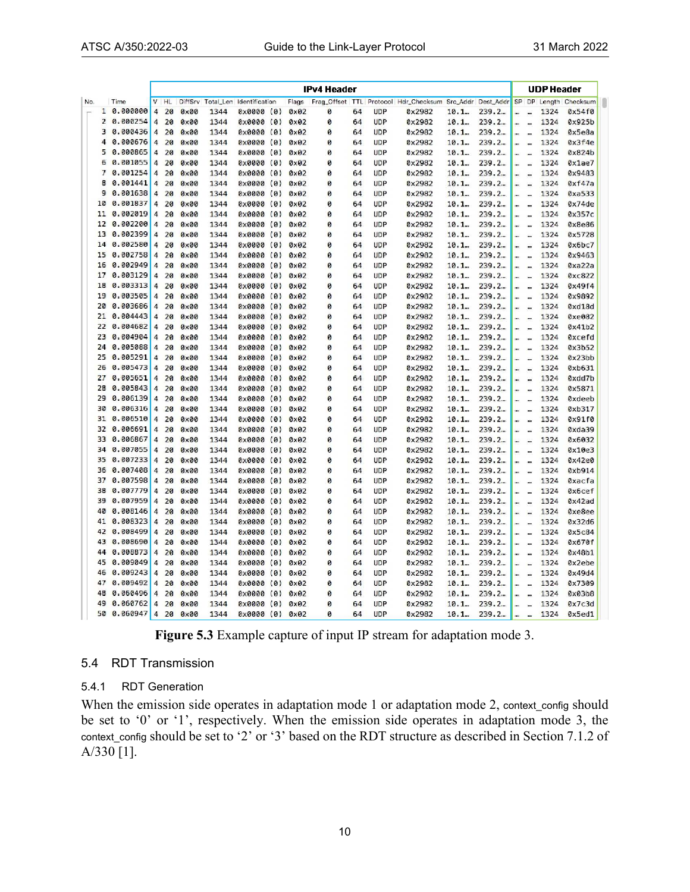| | | IPv4 Header | | | | | | | | | | | | UDP Header | | | |
|---|---|---|---|---|---|---|---|---|---|---|---|---|---|---|---|---|---|
| No. | Time | V | HL | DiffSrv | Total_Len | Identification | Flags | Frag_Offset | TTL | Protocol | Hdr_Checksum | Src_Addr | Dest_Addr | SP | DP | Length | Checksum |
| 1 | 0.000000 | 4 | 20 | 0x00 | 1344 | 0x0000 (0) | 0x02 | 0 | 64 | UDP | 0x2982 | 10.1… | 239.2… | … | … | 1324 | 0x54f0 |
| 2 | 0.000254 | 4 | 20 | 0x00 | 1344 | 0x0000 (0) | 0x02 | 0 | 64 | UDP | 0x2982 | 10.1… | 239.2… | … | … | 1324 | 0x925b |
| 3 | 0.000436 | 4 | 20 | 0x00 | 1344 | 0x0000 (0) | 0x02 | 0 | 64 | UDP | 0x2982 | 10.1… | 239.2… | … | … | 1324 | 0x5e8a |
| 4 | 0.000676 | 4 | 20 | 0x00 | 1344 | 0x0000 (0) | 0x02 | 0 | 64 | UDP | 0x2982 | 10.1… | 239.2… | … | … | 1324 | 0x3f4e |
| 5 | 0.000865 | 4 | 20 | 0x00 | 1344 | 0x0000 (0) | 0x02 | 0 | 64 | UDP | 0x2982 | 10.1… | 239.2… | … | … | 1324 | 0x824b |
| 6 | 0.001055 | 4 | 20 | 0x00 | 1344 | 0x0000 (0) | 0x02 | 0 | 64 | UDP | 0x2982 | 10.1… | 239.2… | … | … | 1324 | 0x1ae7 |
| 7 | 0.001254 | 4 | 20 | 0x00 | 1344 | 0x0000 (0) | 0x02 | 0 | 64 | UDP | 0x2982 | 10.1… | 239.2… | … | … | 1324 | 0x9483 |
| 8 | 0.001441 | 4 | 20 | 0x00 | 1344 | 0x0000 (0) | 0x02 | 0 | 64 | UDP | 0x2982 | 10.1… | 239.2… | … | … | 1324 | 0xf47a |
| 9 | 0.001638 | 4 | 20 | 0x00 | 1344 | 0x0000 (0) | 0x02 | 0 | 64 | UDP | 0x2982 | 10.1… | 239.2… | … | … | 1324 | 0xa533 |
| 10 | 0.001837 | 4 | 20 | 0x00 | 1344 | 0x0000 (0) | 0x02 | 0 | 64 | UDP | 0x2982 | 10.1… | 239.2… | … | … | 1324 | 0x74de |
| 11 | 0.002019 | 4 | 20 | 0x00 | 1344 | 0x0000 (0) | 0x02 | 0 | 64 | UDP | 0x2982 | 10.1… | 239.2… | … | … | 1324 | 0x357c |
| 12 | 0.002200 | 4 | 20 | 0x00 | 1344 | 0x0000 (0) | 0x02 | 0 | 64 | UDP | 0x2982 | 10.1… | 239.2… | … | … | 1324 | 0x8e86 |
| 13 | 0.002399 | 4 | 20 | 0x00 | 1344 | 0x0000 (0) | 0x02 | 0 | 64 | UDP | 0x2982 | 10.1… | 239.2… | … | … | 1324 | 0x5728 |
| 14 | 0.002580 | 4 | 20 | 0x00 | 1344 | 0x0000 (0) | 0x02 | 0 | 64 | UDP | 0x2982 | 10.1… | 239.2… | … | … | 1324 | 0x6bc7 |
| 15 | 0.002758 | 4 | 20 | 0x00 | 1344 | 0x0000 (0) | 0x02 | 0 | 64 | UDP | 0x2982 | 10.1… | 239.2… | … | … | 1324 | 0x9463 |
| 16 | 0.002949 | 4 | 20 | 0x00 | 1344 | 0x0000 (0) | 0x02 | 0 | 64 | UDP | 0x2982 | 10.1… | 239.2… | … | … | 1324 | 0xa22a |
| 17 | 0.003129 | 4 | 20 | 0x00 | 1344 | 0x0000 (0) | 0x02 | 0 | 64 | UDP | 0x2982 | 10.1… | 239.2… | … | … | 1324 | 0xc822 |
| 18 | 0.003313 | 4 | 20 | 0x00 | 1344 | 0x0000 (0) | 0x02 | 0 | 64 | UDP | 0x2982 | 10.1… | 239.2… | … | … | 1324 | 0x49f4 |
| 19 | 0.003505 | 4 | 20 | 0x00 | 1344 | 0x0000 (0) | 0x02 | 0 | 64 | UDP | 0x2982 | 10.1… | 239.2… | … | … | 1324 | 0x9892 |
| 20 | 0.003686 | 4 | 20 | 0x00 | 1344 | 0x0000 (0) | 0x02 | 0 | 64 | UDP | 0x2982 | 10.1… | 239.2… | … | … | 1324 | 0xd18d |
| 21 | 0.004443 | 4 | 20 | 0x00 | 1344 | 0x0000 (0) | 0x02 | 0 | 64 | UDP | 0x2982 | 10.1… | 239.2… | … | … | 1324 | 0xe082 |
| 22 | 0.004682 | 4 | 20 | 0x00 | 1344 | 0x0000 (0) | 0x02 | 0 | 64 | UDP | 0x2982 | 10.1… | 239.2… | … | … | 1324 | 0x41b2 |
| 23 | 0.004904 | 4 | 20 | 0x00 | 1344 | 0x0000 (0) | 0x02 | 0 | 64 | UDP | 0x2982 | 10.1… | 239.2… | … | … | 1324 | 0xcefd |
| 24 | 0.005088 | 4 | 20 | 0x00 | 1344 | 0x0000 (0) | 0x02 | 0 | 64 | UDP | 0x2982 | 10.1… | 239.2… | … | … | 1324 | 0x3b52 |
| 25 | 0.005291 | 4 | 20 | 0x00 | 1344 | 0x0000 (0) | 0x02 | 0 | 64 | UDP | 0x2982 | 10.1… | 239.2… | … | … | 1324 | 0x23bb |
| 26 | 0.005473 | 4 | 20 | 0x00 | 1344 | 0x0000 (0) | 0x02 | 0 | 64 | UDP | 0x2982 | 10.1… | 239.2… | … | … | 1324 | 0xb631 |
| 27 | 0.005651 | 4 | 20 | 0x00 | 1344 | 0x0000 (0) | 0x02 | 0 | 64 | UDP | 0x2982 | 10.1… | 239.2… | … | … | 1324 | 0xdd7b |
| 28 | 0.005843 | 4 | 20 | 0x00 | 1344 | 0x0000 (0) | 0x02 | 0 | 64 | UDP | 0x2982 | 10.1… | 239.2… | … | … | 1324 | 0x5871 |
| 29 | 0.006139 | 4 | 20 | 0x00 | 1344 | 0x0000 (0) | 0x02 | 0 | 64 | UDP | 0x2982 | 10.1… | 239.2… | … | … | 1324 | 0xdeeb |
| 30 | 0.006316 | 4 | 20 | 0x00 | 1344 | 0x0000 (0) | 0x02 | 0 | 64 | UDP | 0x2982 | 10.1… | 239.2… | … | … | 1324 | 0xb317 |
| 31 | 0.006510 | 4 | 20 | 0x00 | 1344 | 0x0000 (0) | 0x02 | 0 | 64 | UDP | 0x2982 | 10.1… | 239.2… | … | … | 1324 | 0x91f0 |
| 32 | 0.006691 | 4 | 20 | 0x00 | 1344 | 0x0000 (0) | 0x02 | 0 | 64 | UDP | 0x2982 | 10.1… | 239.2… | … | … | 1324 | 0xda39 |
| 33 | 0.006867 | 4 | 20 | 0x00 | 1344 | 0x0000 (0) | 0x02 | 0 | 64 | UDP | 0x2982 | 10.1… | 239.2… | … | … | 1324 | 0x6032 |
| 34 | 0.007055 | 4 | 20 | 0x00 | 1344 | 0x0000 (0) | 0x02 | 0 | 64 | UDP | 0x2982 | 10.1… | 239.2… | … | … | 1324 | 0x10e3 |
| 35 | 0.007233 | 4 | 20 | 0x00 | 1344 | 0x0000 (0) | 0x02 | 0 | 64 | UDP | 0x2982 | 10.1… | 239.2… | … | … | 1324 | 0x42e0 |
| 36 | 0.007408 | 4 | 20 | 0x00 | 1344 | 0x0000 (0) | 0x02 | 0 | 64 | UDP | 0x2982 | 10.1… | 239.2… | … | … | 1324 | 0xb914 |
| 37 | 0.007598 | 4 | 20 | 0x00 | 1344 | 0x0000 (0) | 0x02 | 0 | 64 | UDP | 0x2982 | 10.1… | 239.2… | … | … | 1324 | 0xacfa |
| 38 | 0.007779 | 4 | 20 | 0x00 | 1344 | 0x0000 (0) | 0x02 | 0 | 64 | UDP | 0x2982 | 10.1… | 239.2… | … | … | 1324 | 0x6cef |
| 39 | 0.007959 | 4 | 20 | 0x00 | 1344 | 0x0000 (0) | 0x02 | 0 | 64 | UDP | 0x2982 | 10.1… | 239.2… | … | … | 1324 | 0x42ad |
| 40 | 0.008146 | 4 | 20 | 0x00 | 1344 | 0x0000 (0) | 0x02 | 0 | 64 | UDP | 0x2982 | 10.1… | 239.2… | … | … | 1324 | 0xe8ee |
| 41 | 0.008323 | 4 | 20 | 0x00 | 1344 | 0x0000 (0) | 0x02 | 0 | 64 | UDP | 0x2982 | 10.1… | 239.2… | … | … | 1324 | 0x32d6 |
| 42 | 0.008499 | 4 | 20 | 0x00 | 1344 | 0x0000 (0) | 0x02 | 0 | 64 | UDP | 0x2982 | 10.1… | 239.2… | … | … | 1324 | 0x5c84 |
| 43 | 0.008690 | 4 | 20 | 0x00 | 1344 | 0x0000 (0) | 0x02 | 0 | 64 | UDP | 0x2982 | 10.1… | 239.2… | … | … | 1324 | 0x670f |
| 44 | 0.008873 | 4 | 20 | 0x00 | 1344 | 0x0000 (0) | 0x02 | 0 | 64 | UDP | 0x2982 | 10.1… | 239.2… | … | … | 1324 | 0x48b1 |
| 45 | 0.009049 | 4 | 20 | 0x00 | 1344 | 0x0000 (0) | 0x02 | 0 | 64 | UDP | 0x2982 | 10.1… | 239.2… | … | … | 1324 | 0x2ebe |
| 46 | 0.009243 | 4 | 20 | 0x00 | 1344 | 0x0000 (0) | 0x02 | 0 | 64 | UDP | 0x2982 | 10.1… | 239.2… | … | … | 1324 | 0x49d4 |
| 47 | 0.009492 | 4 | 20 | 0x00 | 1344 | 0x0000 (0) | 0x02 | 0 | 64 | UDP | 0x2982 | 10.1… | 239.2… | … | … | 1324 | 0x7309 |
| 48 | 0.060496 | 4 | 20 | 0x00 | 1344 | 0x0000 (0) | 0x02 | 0 | 64 | UDP | 0x2982 | 10.1… | 239.2… | … | … | 1324 | 0x03b8 |
| 49 | 0.060762 | 4 | 20 | 0x00 | 1344 | 0x0000 (0) | 0x02 | 0 | 64 | UDP | 0x2982 | 10.1… | 239.2… | … | … | 1324 | 0x7c3d |
| 50 | 0.060947 | 4 | 20 | 0x00 | 1344 | 0x0000 (0) | 0x02 | 0 | 64 | UDP | 0x2982 | 10.1… | 239.2… | … | … | 1324 | 0x5ed1 |

**Figure 5.3** Example capture of input IP stream for adaptation mode 3.

## 5.4 RDT Transmission

### 5.4.1 RDT Generation

When the emission side operates in adaptation mode 1 or adaptation mode 2, context_config should be set to '0' or '1', respectively. When the emission side operates in adaptation mode 3, the context_config should be set to '2' or '3' based on the RDT structure as described in Section 7.1.2 of A/330 [1].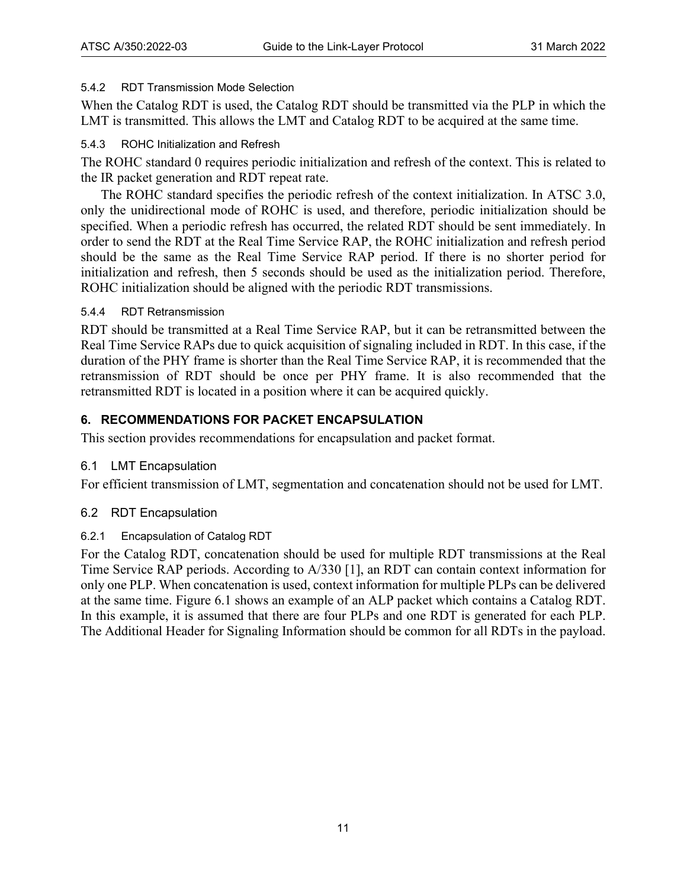#### 5.4.2 RDT Transmission Mode Selection

When the Catalog RDT is used, the Catalog RDT should be transmitted via the PLP in which the LMT is transmitted. This allows the LMT and Catalog RDT to be acquired at the same time.

#### 5.4.3 ROHC Initialization and Refresh

The ROHC standard 0 requires periodic initialization and refresh of the context. This is related to the IR packet generation and RDT repeat rate.

The ROHC standard specifies the periodic refresh of the context initialization. In ATSC 3.0, only the unidirectional mode of ROHC is used, and therefore, periodic initialization should be specified. When a periodic refresh has occurred, the related RDT should be sent immediately. In order to send the RDT at the Real Time Service RAP, the ROHC initialization and refresh period should be the same as the Real Time Service RAP period. If there is no shorter period for initialization and refresh, then 5 seconds should be used as the initialization period. Therefore, ROHC initialization should be aligned with the periodic RDT transmissions.

#### 5.4.4 RDT Retransmission

RDT should be transmitted at a Real Time Service RAP, but it can be retransmitted between the Real Time Service RAPs due to quick acquisition of signaling included in RDT. In this case, if the duration of the PHY frame is shorter than the Real Time Service RAP, it is recommended that the retransmission of RDT should be once per PHY frame. It is also recommended that the retransmitted RDT is located in a position where it can be acquired quickly.

# 6. RECOMMENDATIONS FOR PACKET ENCAPSULATION

This section provides recommendations for encapsulation and packet format.

## 6.1 LMT Encapsulation

For efficient transmission of LMT, segmentation and concatenation should not be used for LMT.

## 6.2 RDT Encapsulation

### 6.2.1 Encapsulation of Catalog RDT

For the Catalog RDT, concatenation should be used for multiple RDT transmissions at the Real Time Service RAP periods. According to A/330 [1], an RDT can contain context information for only one PLP. When concatenation is used, context information for multiple PLPs can be delivered at the same time. Figure 6.1 shows an example of an ALP packet which contains a Catalog RDT. In this example, it is assumed that there are four PLPs and one RDT is generated for each PLP. The Additional Header for Signaling Information should be common for all RDTs in the payload.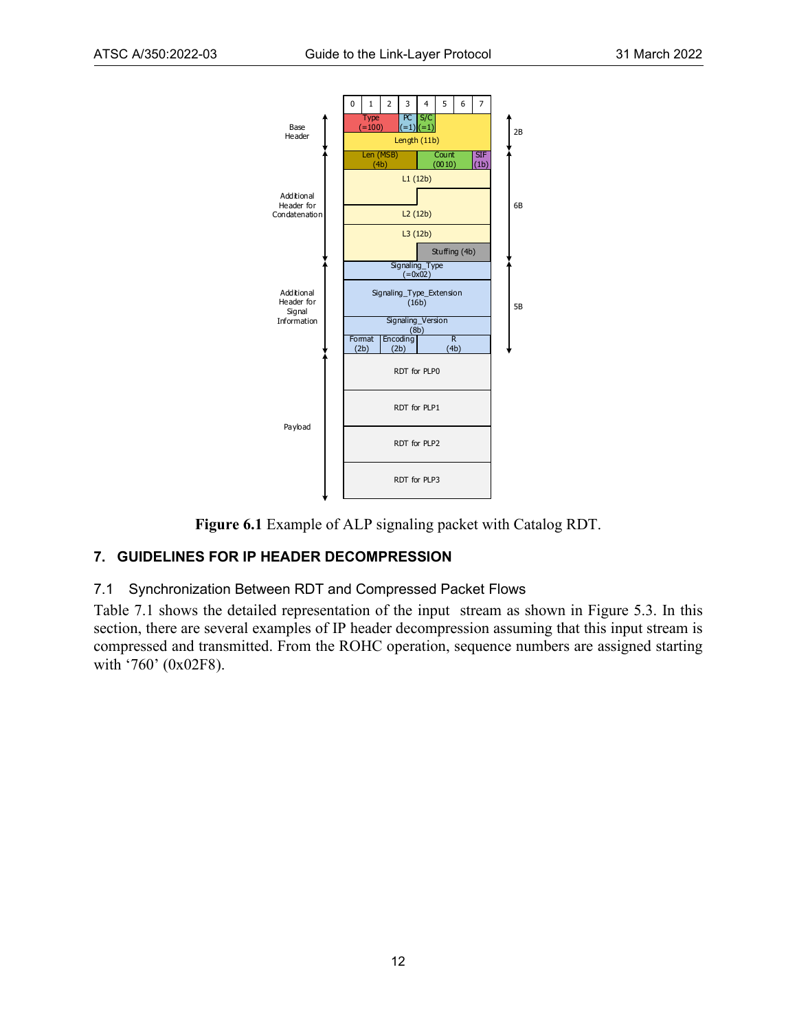| 0 | 1 | 2 | 3 | 4 | 5 | 6 | 7 |
|---|---|---|---|---|---|---|---|

Base Header

Type (=100)

PC (=1)

S/C (=1)

Length (11b)

2B

Additional Header for Condatenation

Len (MSB) (4b)

Count (0010)

SIF (1b)

L1 (12b)

L2 (12b)

L3 (12b)

Stuffing (4b)

6B

Additional Header for Signal Information

Signaling_Type (=0x02)

Signaling_Type_Extension (16b)

Signaling_Version (8b)

Format (2b)

Encoding (2b)

R (4b)

5B

Payload

RDT for PLP0

RDT for PLP1

RDT for PLP2

RDT for PLP3

**Figure 6.1** Example of ALP signaling packet with Catalog RDT.

## 7. GUIDELINES FOR IP HEADER DECOMPRESSION

### 7.1 Synchronization Between RDT and Compressed Packet Flows

Table 7.1 shows the detailed representation of the input  stream as shown in Figure 5.3. In this section, there are several examples of IP header decompression assuming that this input stream is compressed and transmitted. From the ROHC operation, sequence numbers are assigned starting with '760' (0x02F8).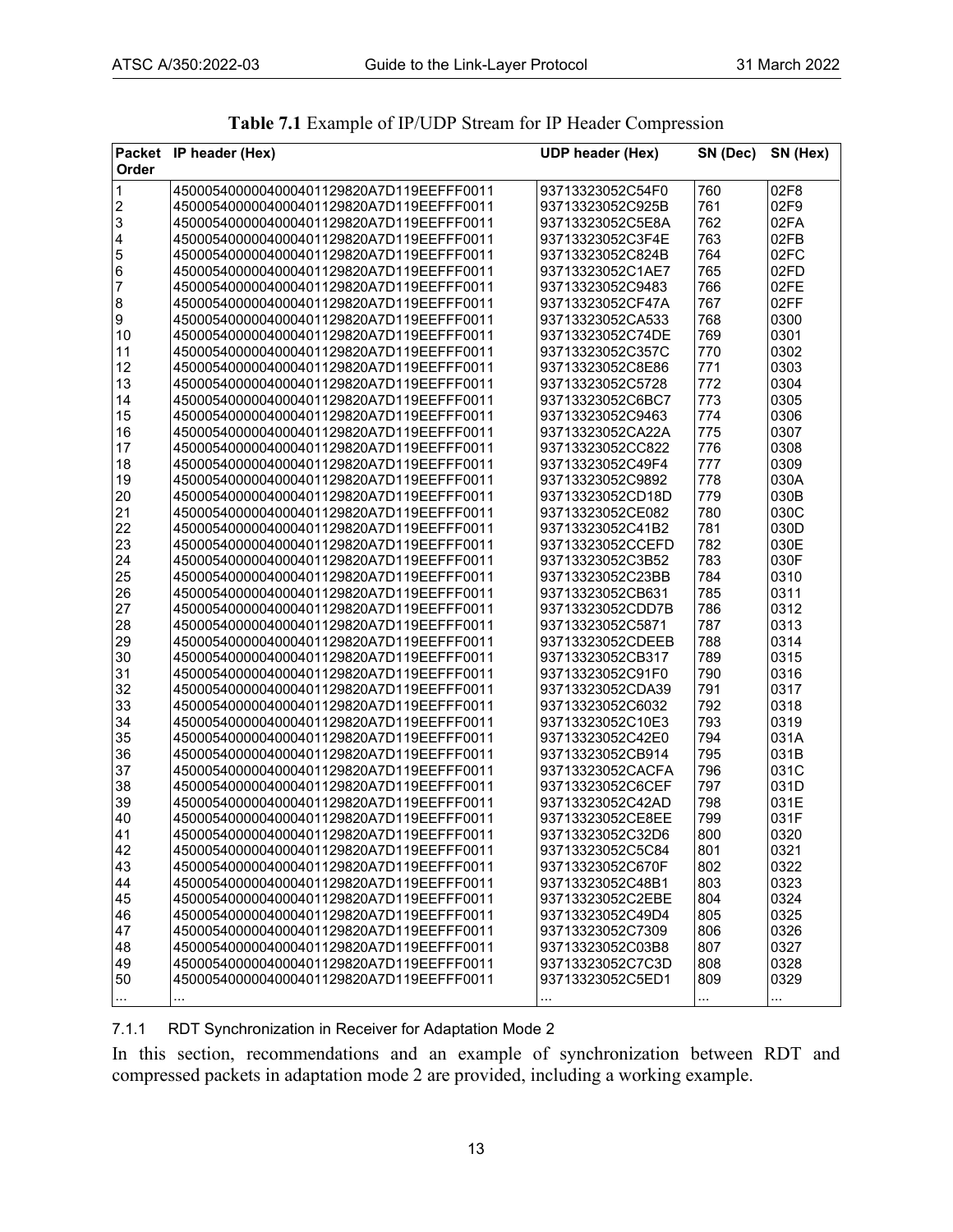**Table 7.1** Example of IP/UDP Stream for IP Header Compression

| Packet Order | IP header (Hex) | UDP header (Hex) | SN (Dec) | SN (Hex) |
|---|---|---|---|---|
| 1 | 45000054000004000401129820A7D119EEFFF0011 | 93713323052C54F0 | 760 | 02F8 |
| 2 | 45000054000004000401129820A7D119EEFFF0011 | 93713323052C925B | 761 | 02F9 |
| 3 | 45000054000004000401129820A7D119EEFFF0011 | 93713323052C5E8A | 762 | 02FA |
| 4 | 45000054000004000401129820A7D119EEFFF0011 | 93713323052C3F4E | 763 | 02FB |
| 5 | 45000054000004000401129820A7D119EEFFF0011 | 93713323052C824B | 764 | 02FC |
| 6 | 45000054000004000401129820A7D119EEFFF0011 | 93713323052C1AE7 | 765 | 02FD |
| 7 | 45000054000004000401129820A7D119EEFFF0011 | 93713323052C9483 | 766 | 02FE |
| 8 | 45000054000004000401129820A7D119EEFFF0011 | 93713323052CF47A | 767 | 02FF |
| 9 | 45000054000004000401129820A7D119EEFFF0011 | 93713323052CA533 | 768 | 0300 |
| 10 | 45000054000004000401129820A7D119EEFFF0011 | 93713323052C74DE | 769 | 0301 |
| 11 | 45000054000004000401129820A7D119EEFFF0011 | 93713323052C357C | 770 | 0302 |
| 12 | 45000054000004000401129820A7D119EEFFF0011 | 93713323052C8E86 | 771 | 0303 |
| 13 | 45000054000004000401129820A7D119EEFFF0011 | 93713323052C5728 | 772 | 0304 |
| 14 | 45000054000004000401129820A7D119EEFFF0011 | 93713323052C6BC7 | 773 | 0305 |
| 15 | 45000054000004000401129820A7D119EEFFF0011 | 93713323052C9463 | 774 | 0306 |
| 16 | 45000054000004000401129820A7D119EEFFF0011 | 93713323052CA22A | 775 | 0307 |
| 17 | 45000054000004000401129820A7D119EEFFF0011 | 93713323052CC822 | 776 | 0308 |
| 18 | 45000054000004000401129820A7D119EEFFF0011 | 93713323052C49F4 | 777 | 0309 |
| 19 | 45000054000004000401129820A7D119EEFFF0011 | 93713323052C9892 | 778 | 030A |
| 20 | 45000054000004000401129820A7D119EEFFF0011 | 93713323052CD18D | 779 | 030B |
| 21 | 45000054000004000401129820A7D119EEFFF0011 | 93713323052CE082 | 780 | 030C |
| 22 | 45000054000004000401129820A7D119EEFFF0011 | 93713323052C41B2 | 781 | 030D |
| 23 | 45000054000004000401129820A7D119EEFFF0011 | 93713323052CCEFD | 782 | 030E |
| 24 | 45000054000004000401129820A7D119EEFFF0011 | 93713323052C3B52 | 783 | 030F |
| 25 | 45000054000004000401129820A7D119EEFFF0011 | 93713323052C23BB | 784 | 0310 |
| 26 | 45000054000004000401129820A7D119EEFFF0011 | 93713323052CB631 | 785 | 0311 |
| 27 | 45000054000004000401129820A7D119EEFFF0011 | 93713323052CDD7B | 786 | 0312 |
| 28 | 45000054000004000401129820A7D119EEFFF0011 | 93713323052C5871 | 787 | 0313 |
| 29 | 45000054000004000401129820A7D119EEFFF0011 | 93713323052CDEEB | 788 | 0314 |
| 30 | 45000054000004000401129820A7D119EEFFF0011 | 93713323052CB317 | 789 | 0315 |
| 31 | 45000054000004000401129820A7D119EEFFF0011 | 93713323052C91F0 | 790 | 0316 |
| 32 | 45000054000004000401129820A7D119EEFFF0011 | 93713323052CDA39 | 791 | 0317 |
| 33 | 45000054000004000401129820A7D119EEFFF0011 | 93713323052C6032 | 792 | 0318 |
| 34 | 45000054000004000401129820A7D119EEFFF0011 | 93713323052C10E3 | 793 | 0319 |
| 35 | 45000054000004000401129820A7D119EEFFF0011 | 93713323052C42E0 | 794 | 031A |
| 36 | 45000054000004000401129820A7D119EEFFF0011 | 93713323052CB914 | 795 | 031B |
| 37 | 45000054000004000401129820A7D119EEFFF0011 | 93713323052CACFA | 796 | 031C |
| 38 | 45000054000004000401129820A7D119EEFFF0011 | 93713323052C6CEF | 797 | 031D |
| 39 | 45000054000004000401129820A7D119EEFFF0011 | 93713323052C42AD | 798 | 031E |
| 40 | 45000054000004000401129820A7D119EEFFF0011 | 93713323052CE8EE | 799 | 031F |
| 41 | 45000054000004000401129820A7D119EEFFF0011 | 93713323052C32D6 | 800 | 0320 |
| 42 | 45000054000004000401129820A7D119EEFFF0011 | 93713323052C5C84 | 801 | 0321 |
| 43 | 45000054000004000401129820A7D119EEFFF0011 | 93713323052C670F | 802 | 0322 |
| 44 | 45000054000004000401129820A7D119EEFFF0011 | 93713323052C48B1 | 803 | 0323 |
| 45 | 45000054000004000401129820A7D119EEFFF0011 | 93713323052C2EBE | 804 | 0324 |
| 46 | 45000054000004000401129820A7D119EEFFF0011 | 93713323052C49D4 | 805 | 0325 |
| 47 | 45000054000004000401129820A7D119EEFFF0011 | 93713323052C7309 | 806 | 0326 |
| 48 | 45000054000004000401129820A7D119EEFFF0011 | 93713323052C03B8 | 807 | 0327 |
| 49 | 45000054000004000401129820A7D119EEFFF0011 | 93713323052C7C3D | 808 | 0328 |
| 50 | 45000054000004000401129820A7D119EEFFF0011 | 93713323052C5ED1 | 809 | 0329 |
| ... | ... | ... | ... | ... |

### 7.1.1 RDT Synchronization in Receiver for Adaptation Mode 2

In this section, recommendations and an example of synchronization between RDT and compressed packets in adaptation mode 2 are provided, including a working example.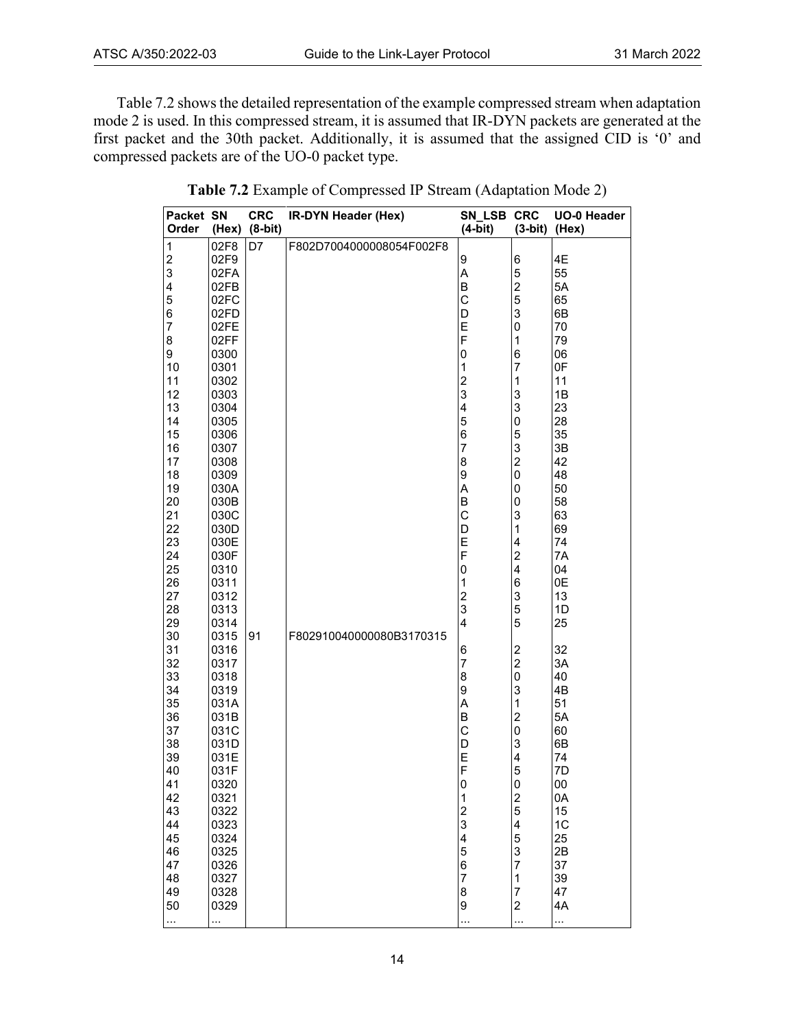Table 7.2 shows the detailed representation of the example compressed stream when adaptation mode 2 is used. In this compressed stream, it is assumed that IR-DYN packets are generated at the first packet and the 30th packet. Additionally, it is assumed that the assigned CID is '0' and compressed packets are of the UO-0 packet type.

**Table 7.2** Example of Compressed IP Stream (Adaptation Mode 2)

| Packet Order | SN (Hex) | CRC (8-bit) | IR-DYN Header (Hex) | SN_LSB (4-bit) | CRC (3-bit) | UO-0 Header (Hex) |
|---|---|---|---|---|---|---|
| 1 | 02F8 | D7 | F802D7004000008054F002F8 | | | |
| 2 | 02F9 | | | 9 | 6 | 4E |
| 3 | 02FA | | | A | 5 | 55 |
| 4 | 02FB | | | B | 2 | 5A |
| 5 | 02FC | | | C | 5 | 65 |
| 6 | 02FD | | | D | 3 | 6B |
| 7 | 02FE | | | E | 0 | 70 |
| 8 | 02FF | | | F | 1 | 79 |
| 9 | 0300 | | | 0 | 6 | 06 |
| 10 | 0301 | | | 1 | 7 | 0F |
| 11 | 0302 | | | 2 | 1 | 11 |
| 12 | 0303 | | | 3 | 3 | 1B |
| 13 | 0304 | | | 4 | 3 | 23 |
| 14 | 0305 | | | 5 | 0 | 28 |
| 15 | 0306 | | | 6 | 5 | 35 |
| 16 | 0307 | | | 7 | 3 | 3B |
| 17 | 0308 | | | 8 | 2 | 42 |
| 18 | 0309 | | | 9 | 0 | 48 |
| 19 | 030A | | | A | 0 | 50 |
| 20 | 030B | | | B | 0 | 58 |
| 21 | 030C | | | C | 3 | 63 |
| 22 | 030D | | | D | 1 | 69 |
| 23 | 030E | | | E | 4 | 74 |
| 24 | 030F | | | F | 2 | 7A |
| 25 | 0310 | | | 0 | 4 | 04 |
| 26 | 0311 | | | 1 | 6 | 0E |
| 27 | 0312 | | | 2 | 3 | 13 |
| 28 | 0313 | | | 3 | 5 | 1D |
| 29 | 0314 | | | 4 | 5 | 25 |
| 30 | 0315 | 91 | F802910040000080B3170315 | | | |
| 31 | 0316 | | | 6 | 2 | 32 |
| 32 | 0317 | | | 7 | 2 | 3A |
| 33 | 0318 | | | 8 | 0 | 40 |
| 34 | 0319 | | | 9 | 3 | 4B |
| 35 | 031A | | | A | 1 | 51 |
| 36 | 031B | | | B | 2 | 5A |
| 37 | 031C | | | C | 0 | 60 |
| 38 | 031D | | | D | 3 | 6B |
| 39 | 031E | | | E | 4 | 74 |
| 40 | 031F | | | F | 5 | 7D |
| 41 | 0320 | | | 0 | 0 | 00 |
| 42 | 0321 | | | 1 | 2 | 0A |
| 43 | 0322 | | | 2 | 5 | 15 |
| 44 | 0323 | | | 3 | 4 | 1C |
| 45 | 0324 | | | 4 | 5 | 25 |
| 46 | 0325 | | | 5 | 3 | 2B |
| 47 | 0326 | | | 6 | 7 | 37 |
| 48 | 0327 | | | 7 | 1 | 39 |
| 49 | 0328 | | | 8 | 7 | 47 |
| 50 | 0329 | | | 9 | 2 | 4A |
| ... | ... | | | ... | ... | ... |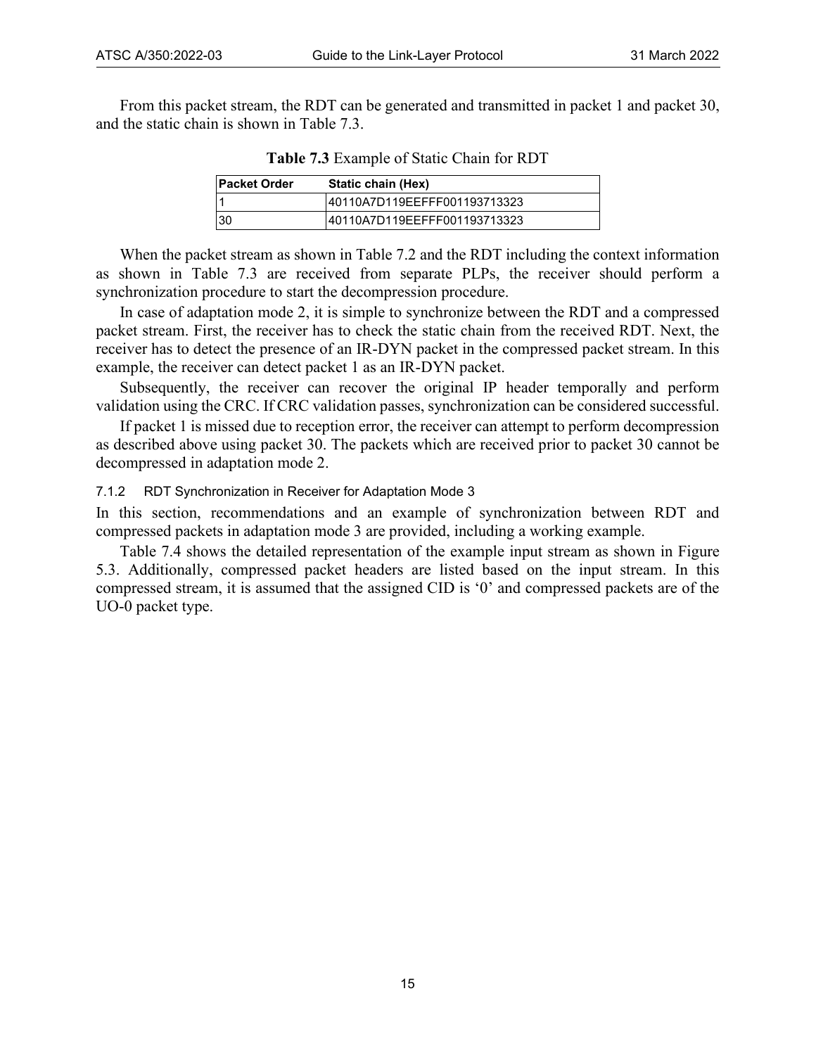From this packet stream, the RDT can be generated and transmitted in packet 1 and packet 30, and the static chain is shown in Table 7.3.

**Table 7.3** Example of Static Chain for RDT

| Packet Order | Static chain (Hex) |
|---|---|
| 1 | 40110A7D119EEFFF001193713323 |
| 30 | 40110A7D119EEFFF001193713323 |

When the packet stream as shown in Table 7.2 and the RDT including the context information as shown in Table 7.3 are received from separate PLPs, the receiver should perform a synchronization procedure to start the decompression procedure.

In case of adaptation mode 2, it is simple to synchronize between the RDT and a compressed packet stream. First, the receiver has to check the static chain from the received RDT. Next, the receiver has to detect the presence of an IR-DYN packet in the compressed packet stream. In this example, the receiver can detect packet 1 as an IR-DYN packet.

Subsequently, the receiver can recover the original IP header temporally and perform validation using the CRC. If CRC validation passes, synchronization can be considered successful.

If packet 1 is missed due to reception error, the receiver can attempt to perform decompression as described above using packet 30. The packets which are received prior to packet 30 cannot be decompressed in adaptation mode 2.

#### 7.1.2 RDT Synchronization in Receiver for Adaptation Mode 3

In this section, recommendations and an example of synchronization between RDT and compressed packets in adaptation mode 3 are provided, including a working example.

Table 7.4 shows the detailed representation of the example input stream as shown in Figure 5.3. Additionally, compressed packet headers are listed based on the input stream. In this compressed stream, it is assumed that the assigned CID is '0' and compressed packets are of the UO-0 packet type.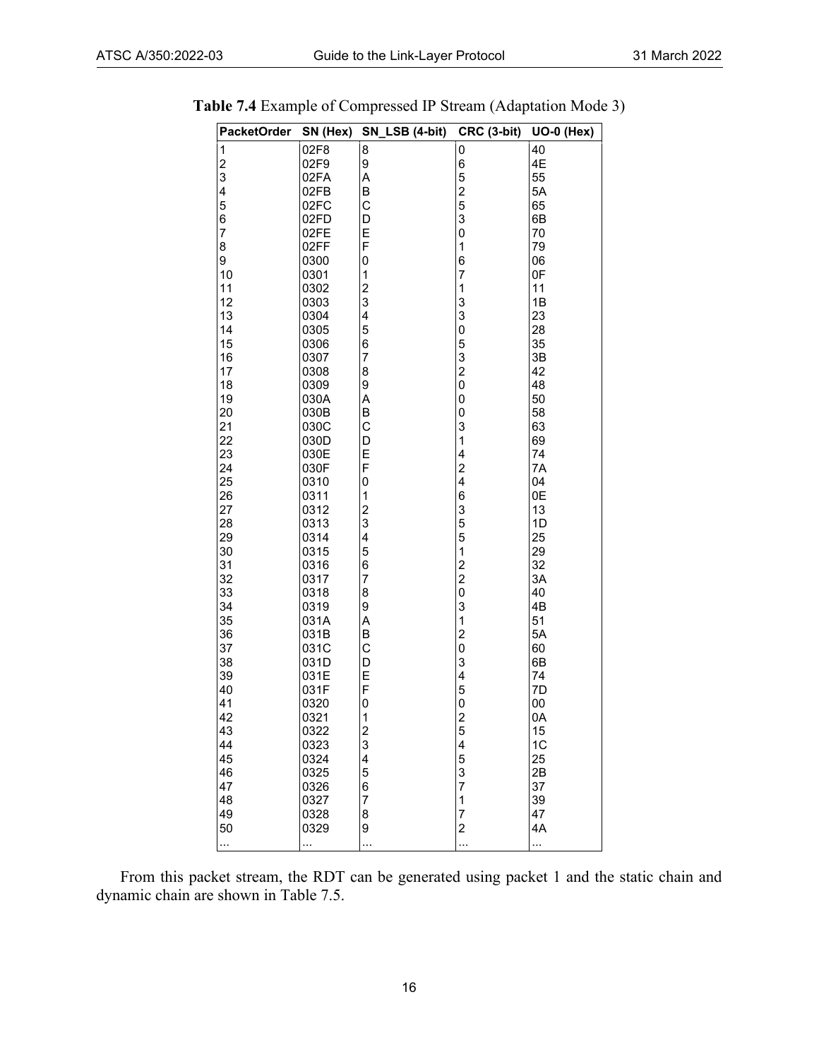**Table 7.4** Example of Compressed IP Stream (Adaptation Mode 3)

| PacketOrder | SN (Hex) | SN_LSB (4-bit) | CRC (3-bit) | UO-0 (Hex) |
|---|---|---|---|---|
| 1 | 02F8 | 8 | 0 | 40 |
| 2 | 02F9 | 9 | 6 | 4E |
| 3 | 02FA | A | 5 | 55 |
| 4 | 02FB | B | 2 | 5A |
| 5 | 02FC | C | 5 | 65 |
| 6 | 02FD | D | 3 | 6B |
| 7 | 02FE | E | 0 | 70 |
| 8 | 02FF | F | 1 | 79 |
| 9 | 0300 | 0 | 6 | 06 |
| 10 | 0301 | 1 | 7 | 0F |
| 11 | 0302 | 2 | 1 | 11 |
| 12 | 0303 | 3 | 3 | 1B |
| 13 | 0304 | 4 | 3 | 23 |
| 14 | 0305 | 5 | 0 | 28 |
| 15 | 0306 | 6 | 5 | 35 |
| 16 | 0307 | 7 | 3 | 3B |
| 17 | 0308 | 8 | 2 | 42 |
| 18 | 0309 | 9 | 0 | 48 |
| 19 | 030A | A | 0 | 50 |
| 20 | 030B | B | 0 | 58 |
| 21 | 030C | C | 3 | 63 |
| 22 | 030D | D | 1 | 69 |
| 23 | 030E | E | 4 | 74 |
| 24 | 030F | F | 2 | 7A |
| 25 | 0310 | 0 | 4 | 04 |
| 26 | 0311 | 1 | 6 | 0E |
| 27 | 0312 | 2 | 3 | 13 |
| 28 | 0313 | 3 | 5 | 1D |
| 29 | 0314 | 4 | 5 | 25 |
| 30 | 0315 | 5 | 1 | 29 |
| 31 | 0316 | 6 | 2 | 32 |
| 32 | 0317 | 7 | 2 | 3A |
| 33 | 0318 | 8 | 0 | 40 |
| 34 | 0319 | 9 | 3 | 4B |
| 35 | 031A | A | 1 | 51 |
| 36 | 031B | B | 2 | 5A |
| 37 | 031C | C | 0 | 60 |
| 38 | 031D | D | 3 | 6B |
| 39 | 031E | E | 4 | 74 |
| 40 | 031F | F | 5 | 7D |
| 41 | 0320 | 0 | 0 | 00 |
| 42 | 0321 | 1 | 2 | 0A |
| 43 | 0322 | 2 | 5 | 15 |
| 44 | 0323 | 3 | 4 | 1C |
| 45 | 0324 | 4 | 5 | 25 |
| 46 | 0325 | 5 | 3 | 2B |
| 47 | 0326 | 6 | 7 | 37 |
| 48 | 0327 | 7 | 1 | 39 |
| 49 | 0328 | 8 | 7 | 47 |
| 50 | 0329 | 9 | 2 | 4A |
| ... | ... | ... | ... | ... |

From this packet stream, the RDT can be generated using packet 1 and the static chain and dynamic chain are shown in Table 7.5.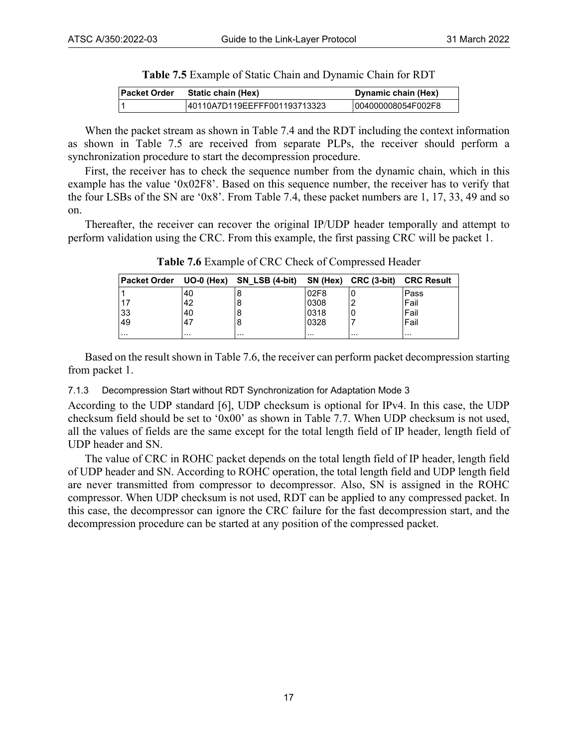**Table 7.5** Example of Static Chain and Dynamic Chain for RDT

| Packet Order | Static chain (Hex) | Dynamic chain (Hex) |
|---|---|---|
| 1 | 40110A7D119EEFFF001193713323 | 004000008054F002F8 |

When the packet stream as shown in Table 7.4 and the RDT including the context information as shown in Table 7.5 are received from separate PLPs, the receiver should perform a synchronization procedure to start the decompression procedure.

First, the receiver has to check the sequence number from the dynamic chain, which in this example has the value '0x02F8'. Based on this sequence number, the receiver has to verify that the four LSBs of the SN are '0x8'. From Table 7.4, these packet numbers are 1, 17, 33, 49 and so on.

Thereafter, the receiver can recover the original IP/UDP header temporally and attempt to perform validation using the CRC. From this example, the first passing CRC will be packet 1.

**Table 7.6** Example of CRC Check of Compressed Header

| Packet Order | UO-0 (Hex) | SN_LSB (4-bit) | SN (Hex) | CRC (3-bit) | CRC Result |
|---|---|---|---|---|---|
| 1 | 40 | 8 | 02F8 | 0 | Pass |
| 17 | 42 | 8 | 0308 | 2 | Fail |
| 33 | 40 | 8 | 0318 | 0 | Fail |
| 49 | 47 | 8 | 0328 | 7 | Fail |
| ... | ... | ... | ... | ... | ... |

Based on the result shown in Table 7.6, the receiver can perform packet decompression starting from packet 1.

### 7.1.3 Decompression Start without RDT Synchronization for Adaptation Mode 3

According to the UDP standard [6], UDP checksum is optional for IPv4. In this case, the UDP checksum field should be set to '0x00' as shown in Table 7.7. When UDP checksum is not used, all the values of fields are the same except for the total length field of IP header, length field of UDP header and SN.

The value of CRC in ROHC packet depends on the total length field of IP header, length field of UDP header and SN. According to ROHC operation, the total length field and UDP length field are never transmitted from compressor to decompressor. Also, SN is assigned in the ROHC compressor. When UDP checksum is not used, RDT can be applied to any compressed packet. In this case, the decompressor can ignore the CRC failure for the fast decompression start, and the decompression procedure can be started at any position of the compressed packet.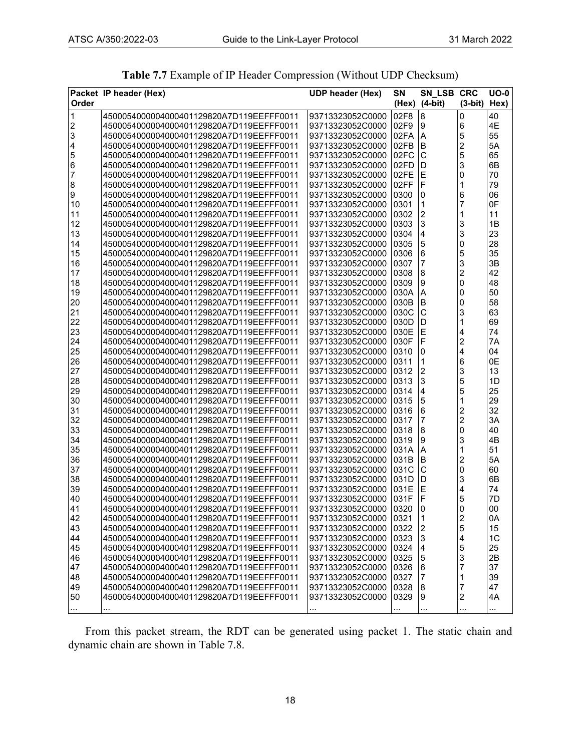**Table 7.7** Example of IP Header Compression (Without UDP Checksum)

| Packet Order | IP header (Hex) | UDP header (Hex) | SN (Hex) | SN_LSB (4-bit) | CRC (3-bit) | UO-0 Hex) |
|---|---|---|---|---|---|---|
| 1 | 450005400000400040112982 0A7D119EEFFF0011 | 93713323052C0000 | 02F8 | 8 | 0 | 40 |
| 2 | 4500054000004000401129820A7D119EEFFF0011 | 93713323052C0000 | 02F9 | 9 | 6 | 4E |
| 3 | 4500054000004000401129820A7D119EEFFF0011 | 93713323052C0000 | 02FA | A | 5 | 55 |
| 4 | 4500054000004000401129820A7D119EEFFF0011 | 93713323052C0000 | 02FB | B | 2 | 5A |
| 5 | 4500054000004000401129820A7D119EEFFF0011 | 93713323052C0000 | 02FC | C | 5 | 65 |
| 6 | 4500054000004000401129820A7D119EEFFF0011 | 93713323052C0000 | 02FD | D | 3 | 6B |
| 7 | 4500054000004000401129820A7D119EEFFF0011 | 93713323052C0000 | 02FE | E | 0 | 70 |
| 8 | 4500054000004000401129820A7D119EEFFF0011 | 93713323052C0000 | 02FF | F | 1 | 79 |
| 9 | 4500054000004000401129820A7D119EEFFF0011 | 93713323052C0000 | 0300 | 0 | 6 | 06 |
| 10 | 4500054000004000401129820A7D119EEFFF0011 | 93713323052C0000 | 0301 | 1 | 7 | 0F |
| 11 | 4500054000004000401129820A7D119EEFFF0011 | 93713323052C0000 | 0302 | 2 | 1 | 11 |
| 12 | 4500054000004000401129820A7D119EEFFF0011 | 93713323052C0000 | 0303 | 3 | 3 | 1B |
| 13 | 4500054000004000401129820A7D119EEFFF0011 | 93713323052C0000 | 0304 | 4 | 3 | 23 |
| 14 | 4500054000004000401129820A7D119EEFFF0011 | 93713323052C0000 | 0305 | 5 | 0 | 28 |
| 15 | 4500054000004000401129820A7D119EEFFF0011 | 93713323052C0000 | 0306 | 6 | 5 | 35 |
| 16 | 4500054000004000401129820A7D119EEFFF0011 | 93713323052C0000 | 0307 | 7 | 3 | 3B |
| 17 | 4500054000004000401129820A7D119EEFFF0011 | 93713323052C0000 | 0308 | 8 | 2 | 42 |
| 18 | 4500054000004000401129820A7D119EEFFF0011 | 93713323052C0000 | 0309 | 9 | 0 | 48 |
| 19 | 4500054000004000401129820A7D119EEFFF0011 | 93713323052C0000 | 030A | A | 0 | 50 |
| 20 | 4500054000004000401129820A7D119EEFFF0011 | 93713323052C0000 | 030B | B | 0 | 58 |
| 21 | 4500054000004000401129820A7D119EEFFF0011 | 93713323052C0000 | 030C | C | 3 | 63 |
| 22 | 4500054000004000401129820A7D119EEFFF0011 | 93713323052C0000 | 030D | D | 1 | 69 |
| 23 | 4500054000004000401129820A7D119EEFFF0011 | 93713323052C0000 | 030E | E | 4 | 74 |
| 24 | 4500054000004000401129820A7D119EEFFF0011 | 93713323052C0000 | 030F | F | 2 | 7A |
| 25 | 4500054000004000401129820A7D119EEFFF0011 | 93713323052C0000 | 0310 | 0 | 4 | 04 |
| 26 | 4500054000004000401129820A7D119EEFFF0011 | 93713323052C0000 | 0311 | 1 | 6 | 0E |
| 27 | 4500054000004000401129820A7D119EEFFF0011 | 93713323052C0000 | 0312 | 2 | 3 | 13 |
| 28 | 4500054000004000401129820A7D119EEFFF0011 | 93713323052C0000 | 0313 | 3 | 5 | 1D |
| 29 | 4500054000004000401129820A7D119EEFFF0011 | 93713323052C0000 | 0314 | 4 | 5 | 25 |
| 30 | 4500054000004000401129820A7D119EEFFF0011 | 93713323052C0000 | 0315 | 5 | 1 | 29 |
| 31 | 4500054000004000401129820A7D119EEFFF0011 | 93713323052C0000 | 0316 | 6 | 2 | 32 |
| 32 | 4500054000004000401129820A7D119EEFFF0011 | 93713323052C0000 | 0317 | 7 | 2 | 3A |
| 33 | 4500054000004000401129820A7D119EEFFF0011 | 93713323052C0000 | 0318 | 8 | 0 | 40 |
| 34 | 4500054000004000401129820A7D119EEFFF0011 | 93713323052C0000 | 0319 | 9 | 3 | 4B |
| 35 | 4500054000004000401129820A7D119EEFFF0011 | 93713323052C0000 | 031A | A | 1 | 51 |
| 36 | 4500054000004000401129820A7D119EEFFF0011 | 93713323052C0000 | 031B | B | 2 | 5A |
| 37 | 4500054000004000401129820A7D119EEFFF0011 | 93713323052C0000 | 031C | C | 0 | 60 |
| 38 | 4500054000004000401129820A7D119EEFFF0011 | 93713323052C0000 | 031D | D | 3 | 6B |
| 39 | 4500054000004000401129820A7D119EEFFF0011 | 93713323052C0000 | 031E | E | 4 | 74 |
| 40 | 4500054000004000401129820A7D119EEFFF0011 | 93713323052C0000 | 031F | F | 5 | 7D |
| 41 | 4500054000004000401129820A7D119EEFFF0011 | 93713323052C0000 | 0320 | 0 | 0 | 00 |
| 42 | 4500054000004000401129820A7D119EEFFF0011 | 93713323052C0000 | 0321 | 1 | 2 | 0A |
| 43 | 4500054000004000401129820A7D119EEFFF0011 | 93713323052C0000 | 0322 | 2 | 5 | 15 |
| 44 | 4500054000004000401129820A7D119EEFFF0011 | 93713323052C0000 | 0323 | 3 | 4 | 1C |
| 45 | 4500054000004000401129820A7D119EEFFF0011 | 93713323052C0000 | 0324 | 4 | 5 | 25 |
| 46 | 4500054000004000401129820A7D119EEFFF0011 | 93713323052C0000 | 0325 | 5 | 3 | 2B |
| 47 | 4500054000004000401129820A7D119EEFFF0011 | 93713323052C0000 | 0326 | 6 | 7 | 37 |
| 48 | 4500054000004000401129820A7D119EEFFF0011 | 93713323052C0000 | 0327 | 7 | 1 | 39 |
| 49 | 4500054000004000401129820A7D119EEFFF0011 | 93713323052C0000 | 0328 | 8 | 7 | 47 |
| 50 | 4500054000004000401129820A7D119EEFFF0011 | 93713323052C0000 | 0329 | 9 | 2 | 4A |
| ... | ... | ... | ... | ... | ... | ... |

From this packet stream, the RDT can be generated using packet 1. The static chain and dynamic chain are shown in Table 7.8.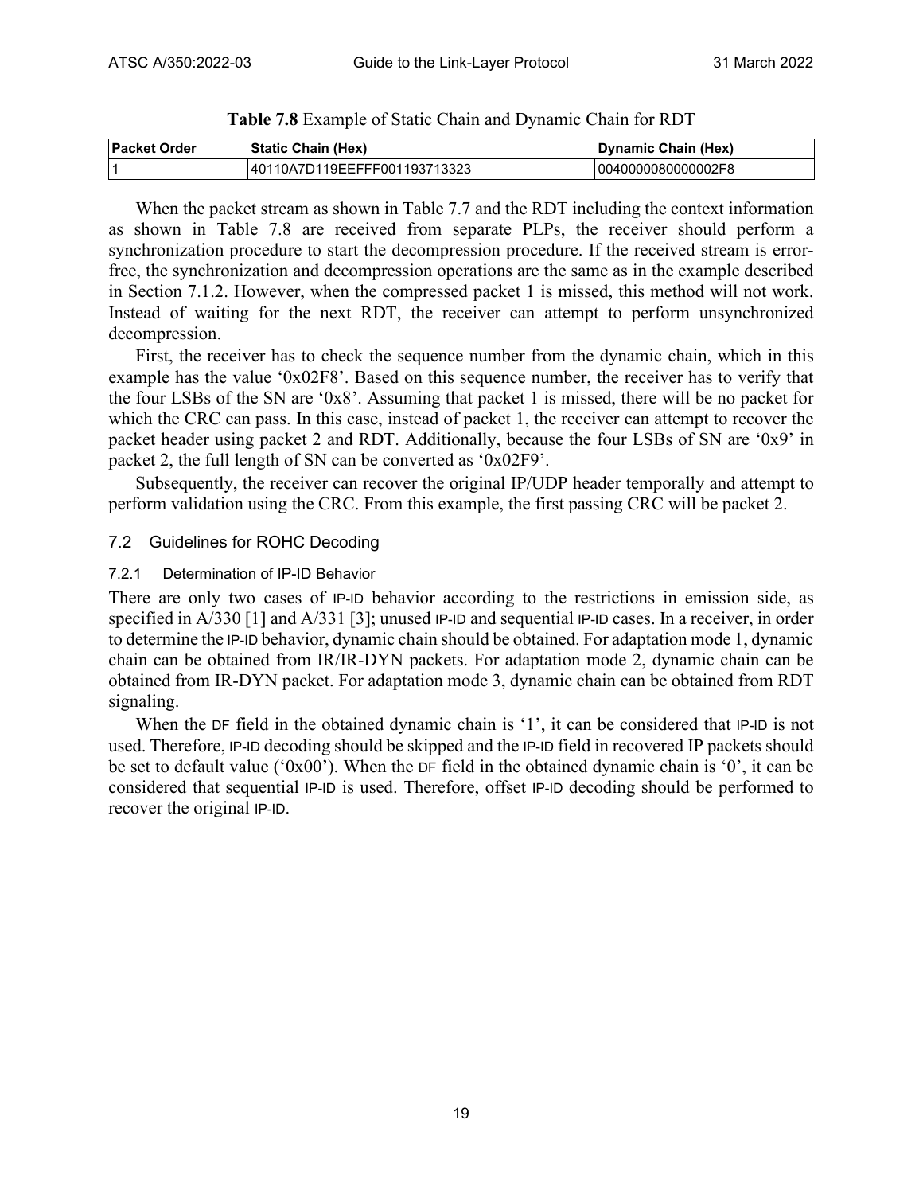**Table 7.8** Example of Static Chain and Dynamic Chain for RDT

| Packet Order | Static Chain (Hex) | Dynamic Chain (Hex) |
|---|---|---|
| 1 | 40110A7D119EEFFF001193713323 | 0040000080000002F8 |

When the packet stream as shown in Table 7.7 and the RDT including the context information as shown in Table 7.8 are received from separate PLPs, the receiver should perform a synchronization procedure to start the decompression procedure. If the received stream is error-free, the synchronization and decompression operations are the same as in the example described in Section 7.1.2. However, when the compressed packet 1 is missed, this method will not work. Instead of waiting for the next RDT, the receiver can attempt to perform unsynchronized decompression.

First, the receiver has to check the sequence number from the dynamic chain, which in this example has the value '0x02F8'. Based on this sequence number, the receiver has to verify that the four LSBs of the SN are '0x8'. Assuming that packet 1 is missed, there will be no packet for which the CRC can pass. In this case, instead of packet 1, the receiver can attempt to recover the packet header using packet 2 and RDT. Additionally, because the four LSBs of SN are '0x9' in packet 2, the full length of SN can be converted as '0x02F9'.

Subsequently, the receiver can recover the original IP/UDP header temporally and attempt to perform validation using the CRC. From this example, the first passing CRC will be packet 2.

## 7.2 Guidelines for ROHC Decoding

### 7.2.1 Determination of IP-ID Behavior

There are only two cases of IP-ID behavior according to the restrictions in emission side, as specified in A/330 [1] and A/331 [3]; unused IP-ID and sequential IP-ID cases. In a receiver, in order to determine the IP-ID behavior, dynamic chain should be obtained. For adaptation mode 1, dynamic chain can be obtained from IR/IR-DYN packets. For adaptation mode 2, dynamic chain can be obtained from IR-DYN packet. For adaptation mode 3, dynamic chain can be obtained from RDT signaling.

When the DF field in the obtained dynamic chain is '1', it can be considered that IP-ID is not used. Therefore, IP-ID decoding should be skipped and the IP-ID field in recovered IP packets should be set to default value ('0x00'). When the DF field in the obtained dynamic chain is '0', it can be considered that sequential IP-ID is used. Therefore, offset IP-ID decoding should be performed to recover the original IP-ID.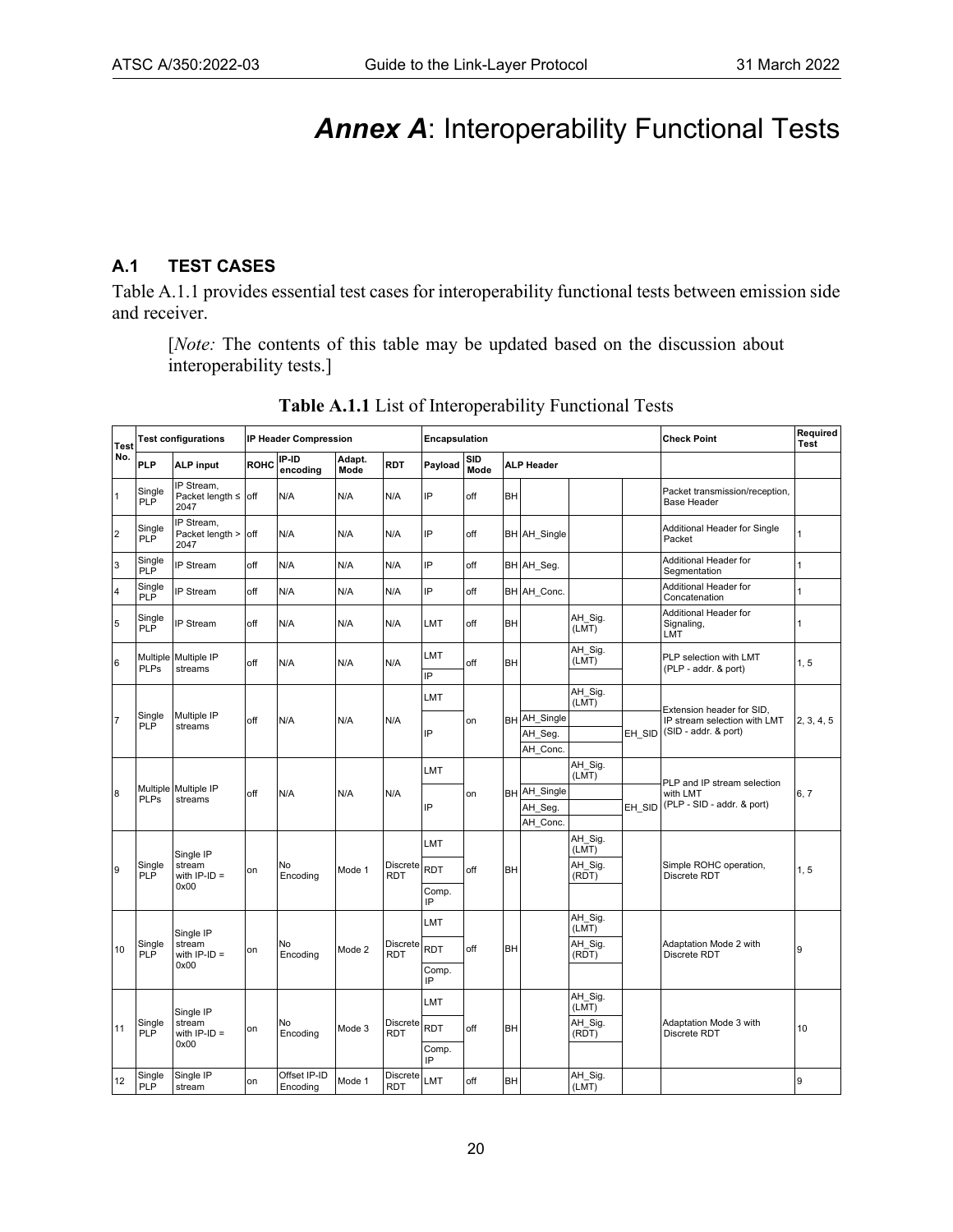# *Annex A*: Interoperability Functional Tests

## A.1 TEST CASES

Table A.1.1 provides essential test cases for interoperability functional tests between emission side and receiver.

> [*Note:* The contents of this table may be updated based on the discussion about interoperability tests.]

**Table A.1.1** List of Interoperability Functional Tests

| Test No. | Test configurations | | IP Header Compression | | | | Encapsulation | | | | | | Check Point | Required Test |
|---|---|---|---|---|---|---|---|---|---|---|---|---|---|---|
| | PLP | ALP input | ROHC | IP-ID encoding | Adapt. Mode | RDT | Payload | SID Mode | ALP Header | | | | | |
| 1 | Single PLP | IP Stream, Packet length ≤ 2047 | off | N/A | N/A | N/A | IP | off | BH | | | | Packet transmission/reception, Base Header | |
| 2 | Single PLP | IP Stream, Packet length > 2047 | off | N/A | N/A | N/A | IP | off | BH | AH_Single | | | Additional Header for Single Packet | 1 |
| 3 | Single PLP | IP Stream | off | N/A | N/A | N/A | IP | off | BH | AH_Seg. | | | Additional Header for Segmentation | 1 |
| 4 | Single PLP | IP Stream | off | N/A | N/A | N/A | IP | off | BH | AH_Conc. | | | Additional Header for Concatenation | 1 |
| 5 | Single PLP | IP Stream | off | N/A | N/A | N/A | LMT | off | BH | | AH_Sig. (LMT) | | Additional Header for Signaling, LMT | 1 |
| 6 | Multiple PLPs | Multiple IP streams | off | N/A | N/A | N/A | LMT | off | BH | | AH_Sig. (LMT) | | PLP selection with LMT (PLP - addr. & port) | 1, 5 |
| | | | | | | | IP | | | | | | | |
| 7 | Single PLP | Multiple IP streams | off | N/A | N/A | N/A | LMT | on | BH | | AH_Sig. (LMT) | | Extension header for SID, IP stream selection with LMT (SID - addr. & port) | 2, 3, 4, 5 |
| | | | | | | | IP | | | AH_Single | | EH_SID | | |
| | | | | | | | | | | AH_Seg. | | | | |
| | | | | | | | | | | AH_Conc. | | | | |
| 8 | Multiple PLPs | Multiple IP streams | off | N/A | N/A | N/A | LMT | on | BH | | AH_Sig. (LMT) | | PLP and IP stream selection with LMT (PLP - SID - addr. & port) | 6, 7 |
| | | | | | | | IP | | | AH_Single | | EH_SID | | |
| | | | | | | | | | | AH_Seg. | | | | |
| | | | | | | | | | | AH_Conc. | | | | |
| 9 | Single PLP | Single IP stream with IP-ID = 0x00 | on | No Encoding | Mode 1 | Discrete RDT | LMT | off | BH | | AH_Sig. (LMT) | | Simple ROHC operation, Discrete RDT | 1, 5 |
| | | | | | | | RDT | | | | AH_Sig. (RDT) | | | |
| | | | | | | | Comp. IP | | | | | | | |
| 10 | Single PLP | Single IP stream with IP-ID = 0x00 | on | No Encoding | Mode 2 | Discrete RDT | LMT | off | BH | | AH_Sig. (LMT) | | Adaptation Mode 2 with Discrete RDT | 9 |
| | | | | | | | RDT | | | | AH_Sig. (RDT) | | | |
| | | | | | | | Comp. IP | | | | | | | |
| 11 | Single PLP | Single IP stream with IP-ID = 0x00 | on | No Encoding | Mode 3 | Discrete RDT | LMT | off | BH | | AH_Sig. (LMT) | | Adaptation Mode 3 with Discrete RDT | 10 |
| | | | | | | | RDT | | | | AH_Sig. (RDT) | | | |
| | | | | | | | Comp. IP | | | | | | | |
| 12 | Single PLP | Single IP stream | on | Offset IP-ID Encoding | Mode 1 | Discrete RDT | LMT | off | BH | | AH_Sig. (LMT) | | | 9 |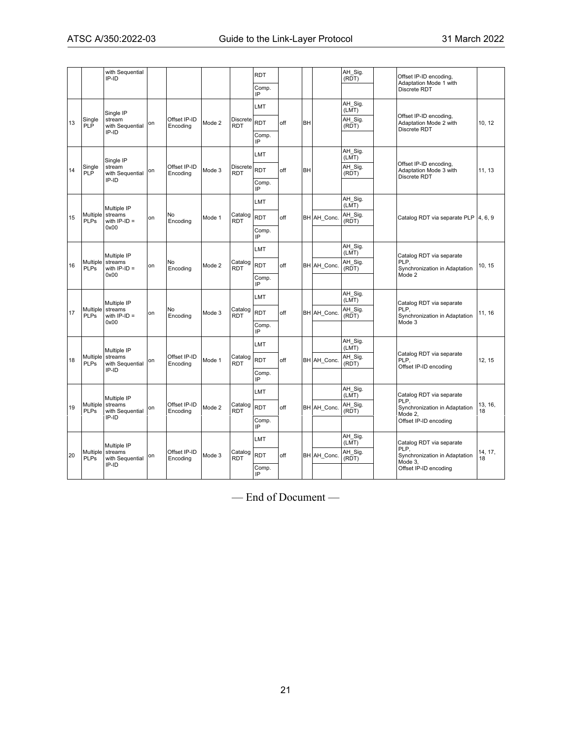| | | | | | | | | | | | | | | |
|---|---|---|---|---|---|---|---|---|---|---|---|---|---|---|
| | | with Sequential IP-ID | | | | | RDT | | | | AH_Sig. (RDT) | | Offset IP-ID encoding, Adaptation Mode 1 with Discrete RDT | |
| | | | | | | | Comp. IP | | | | | | | |
| 13 | Single PLP | Single IP stream with Sequential IP-ID | on | Offset IP-ID Encoding | Mode 2 | Discrete RDT | LMT | off | BH | | AH_Sig. (LMT) | | Offset IP-ID encoding, Adaptation Mode 2 with Discrete RDT | 10, 12 |
| | | | | | | | RDT | | | | AH_Sig. (RDT) | | | |
| | | | | | | | Comp. IP | | | | | | | |
| 14 | Single PLP | Single IP stream with Sequential IP-ID | on | Offset IP-ID Encoding | Mode 3 | Discrete RDT | LMT | off | BH | | AH_Sig. (LMT) | | Offset IP-ID encoding, Adaptation Mode 3 with Discrete RDT | 11, 13 |
| | | | | | | | RDT | | | | AH_Sig. (RDT) | | | |
| | | | | | | | Comp. IP | | | | | | | |
| 15 | Multiple PLPs | Multiple IP streams with IP-ID = 0x00 | on | No Encoding | Mode 1 | Catalog RDT | LMT | off | BH | AH_Conc. | AH_Sig. (LMT) | | Catalog RDT via separate PLP | 4, 6, 9 |
| | | | | | | | RDT | | | | AH_Sig. (RDT) | | | |
| | | | | | | | Comp. IP | | | | | | | |
| 16 | Multiple PLPs | Multiple IP streams with IP-ID = 0x00 | on | No Encoding | Mode 2 | Catalog RDT | LMT | off | BH | AH_Conc. | AH_Sig. (LMT) | | Catalog RDT via separate PLP, Synchronization in Adaptation Mode 2 | 10, 15 |
| | | | | | | | RDT | | | | AH_Sig. (RDT) | | | |
| | | | | | | | Comp. IP | | | | | | | |
| 17 | Multiple PLPs | Multiple IP streams with IP-ID = 0x00 | on | No Encoding | Mode 3 | Catalog RDT | LMT | off | BH | AH_Conc. | AH_Sig. (LMT) | | Catalog RDT via separate PLP, Synchronization in Adaptation Mode 3 | 11, 16 |
| | | | | | | | RDT | | | | AH_Sig. (RDT) | | | |
| | | | | | | | Comp. IP | | | | | | | |
| 18 | Multiple PLPs | Multiple IP streams with Sequential IP-ID | on | Offset IP-ID Encoding | Mode 1 | Catalog RDT | LMT | off | BH | AH_Conc. | AH_Sig. (LMT) | | Catalog RDT via separate PLP, Offset IP-ID encoding | 12, 15 |
| | | | | | | | RDT | | | | AH_Sig. (RDT) | | | |
| | | | | | | | Comp. IP | | | | | | | |
| 19 | Multiple PLPs | Multiple IP streams with Sequential IP-ID | on | Offset IP-ID Encoding | Mode 2 | Catalog RDT | LMT | off | BH | AH_Conc. | AH_Sig. (LMT) | | Catalog RDT via separate PLP, Synchronization in Adaptation Mode 2, Offset IP-ID encoding | 13, 16, 18 |
| | | | | | | | RDT | | | | AH_Sig. (RDT) | | | |
| | | | | | | | Comp. IP | | | | | | | |
| 20 | Multiple PLPs | Multiple IP streams with Sequential IP-ID | on | Offset IP-ID Encoding | Mode 3 | Catalog RDT | LMT | off | BH | AH_Conc. | AH_Sig. (LMT) | | Catalog RDT via separate PLP, Synchronization in Adaptation Mode 3, Offset IP-ID encoding | 14, 17, 18 |
| | | | | | | | RDT | | | | AH_Sig. (RDT) | | | |
| | | | | | | | Comp. IP | | | | | | | |

— End of Document —